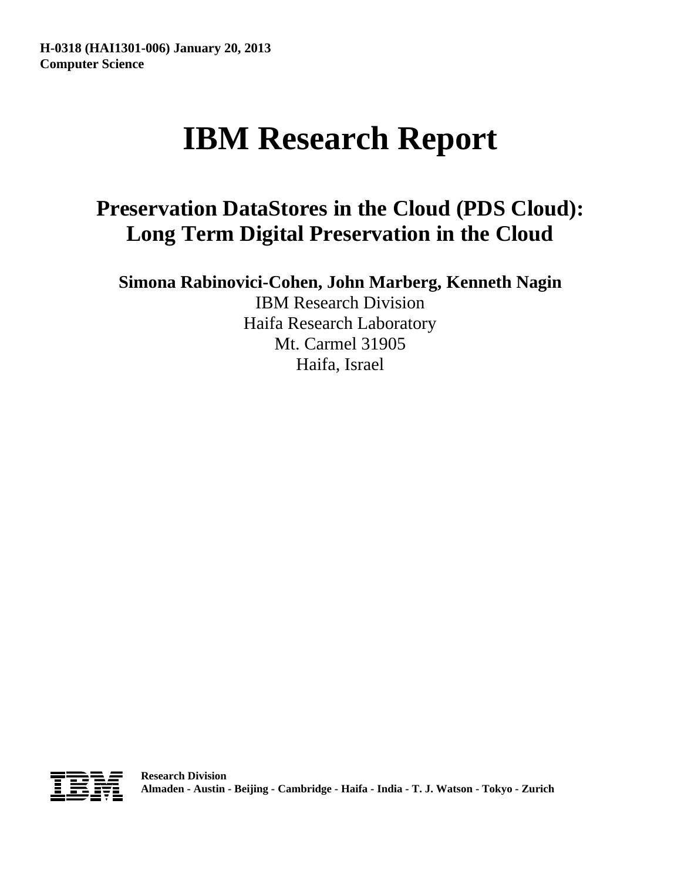**H-0318 (HAI1301-006) January 20, 2013**
**Computer Science**

# IBM Research Report

## Preservation DataStores in the Cloud (PDS Cloud): Long Term Digital Preservation in the Cloud

**Simona Rabinovici-Cohen, John Marberg, Kenneth Nagin**

IBM Research Division
Haifa Research Laboratory
Mt. Carmel 31905
Haifa, Israel

**Research Division**
**Almaden - Austin - Beijing - Cambridge - Haifa - India - T. J. Watson - Tokyo - Zurich**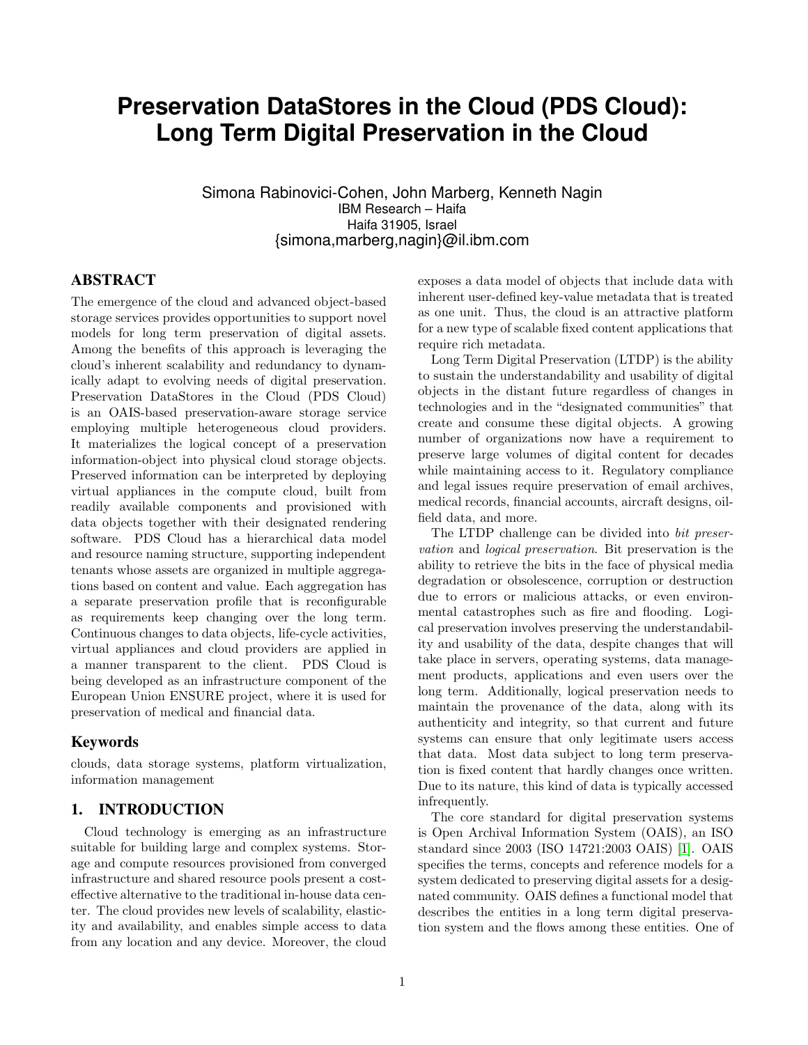# Preservation DataStores in the Cloud (PDS Cloud): Long Term Digital Preservation in the Cloud

Simona Rabinovici-Cohen, John Marberg, Kenneth Nagin
IBM Research – Haifa
Haifa 31905, Israel
{simona,marberg,nagin}@il.ibm.com

## ABSTRACT

The emergence of the cloud and advanced object-based storage services provides opportunities to support novel models for long term preservation of digital assets. Among the benefits of this approach is leveraging the cloud's inherent scalability and redundancy to dynamically adapt to evolving needs of digital preservation. Preservation DataStores in the Cloud (PDS Cloud) is an OAIS-based preservation-aware storage service employing multiple heterogeneous cloud providers. It materializes the logical concept of a preservation information-object into physical cloud storage objects. Preserved information can be interpreted by deploying virtual appliances in the compute cloud, built from readily available components and provisioned with data objects together with their designated rendering software. PDS Cloud has a hierarchical data model and resource naming structure, supporting independent tenants whose assets are organized in multiple aggregations based on content and value. Each aggregation has a separate preservation profile that is reconfigurable as requirements keep changing over the long term. Continuous changes to data objects, life-cycle activities, virtual appliances and cloud providers are applied in a manner transparent to the client. PDS Cloud is being developed as an infrastructure component of the European Union ENSURE project, where it is used for preservation of medical and financial data.

### Keywords

clouds, data storage systems, platform virtualization, information management

## 1. INTRODUCTION

Cloud technology is emerging as an infrastructure suitable for building large and complex systems. Storage and compute resources provisioned from converged infrastructure and shared resource pools present a cost-effective alternative to the traditional in-house data center. The cloud provides new levels of scalability, elasticity and availability, and enables simple access to data from any location and any device. Moreover, the cloud exposes a data model of objects that include data with inherent user-defined key-value metadata that is treated as one unit. Thus, the cloud is an attractive platform for a new type of scalable fixed content applications that require rich metadata.

Long Term Digital Preservation (LTDP) is the ability to sustain the understandability and usability of digital objects in the distant future regardless of changes in technologies and in the "designated communities" that create and consume these digital objects. A growing number of organizations now have a requirement to preserve large volumes of digital content for decades while maintaining access to it. Regulatory compliance and legal issues require preservation of email archives, medical records, financial accounts, aircraft designs, oil-field data, and more.

The LTDP challenge can be divided into *bit preservation* and *logical preservation*. Bit preservation is the ability to retrieve the bits in the face of physical media degradation or obsolescence, corruption or destruction due to errors or malicious attacks, or even environmental catastrophes such as fire and flooding. Logical preservation involves preserving the understandability and usability of the data, despite changes that will take place in servers, operating systems, data management products, applications and even users over the long term. Additionally, logical preservation needs to maintain the provenance of the data, along with its authenticity and integrity, so that current and future systems can ensure that only legitimate users access that data. Most data subject to long term preservation is fixed content that hardly changes once written. Due to its nature, this kind of data is typically accessed infrequently.

The core standard for digital preservation systems is Open Archival Information System (OAIS), an ISO standard since 2003 (ISO 14721:2003 OAIS) [1]. OAIS specifies the terms, concepts and reference models for a system dedicated to preserving digital assets for a designated community. OAIS defines a functional model that describes the entities in a long term digital preservation system and the flows among these entities. One of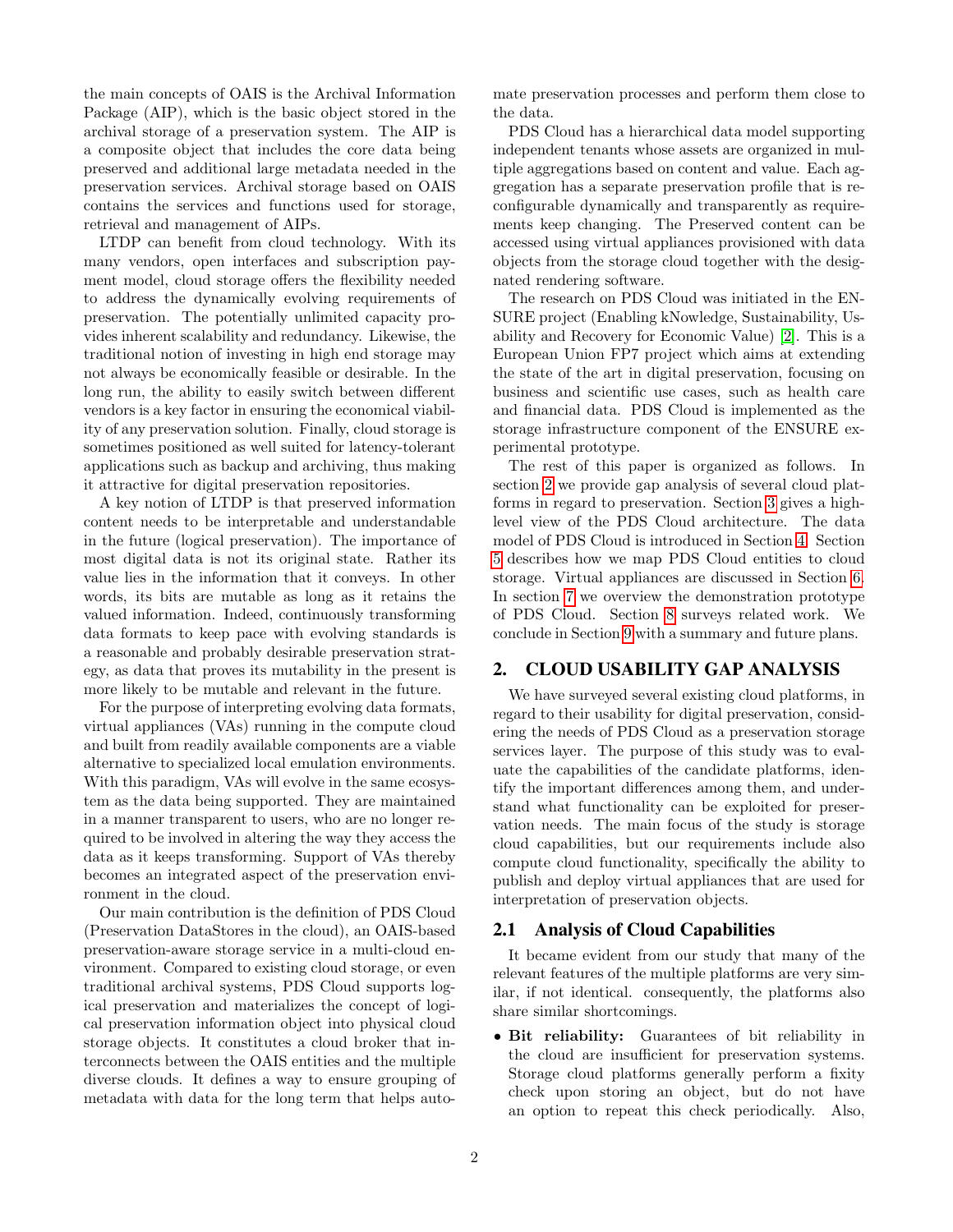the main concepts of OAIS is the Archival Information Package (AIP), which is the basic object stored in the archival storage of a preservation system. The AIP is a composite object that includes the core data being preserved and additional large metadata needed in the preservation services. Archival storage based on OAIS contains the services and functions used for storage, retrieval and management of AIPs.

LTDP can benefit from cloud technology. With its many vendors, open interfaces and subscription payment model, cloud storage offers the flexibility needed to address the dynamically evolving requirements of preservation. The potentially unlimited capacity provides inherent scalability and redundancy. Likewise, the traditional notion of investing in high end storage may not always be economically feasible or desirable. In the long run, the ability to easily switch between different vendors is a key factor in ensuring the economical viability of any preservation solution. Finally, cloud storage is sometimes positioned as well suited for latency-tolerant applications such as backup and archiving, thus making it attractive for digital preservation repositories.

A key notion of LTDP is that preserved information content needs to be interpretable and understandable in the future (logical preservation). The importance of most digital data is not its original state. Rather its value lies in the information that it conveys. In other words, its bits are mutable as long as it retains the valued information. Indeed, continuously transforming data formats to keep pace with evolving standards is a reasonable and probably desirable preservation strategy, as data that proves its mutability in the present is more likely to be mutable and relevant in the future.

For the purpose of interpreting evolving data formats, virtual appliances (VAs) running in the compute cloud and built from readily available components are a viable alternative to specialized local emulation environments. With this paradigm, VAs will evolve in the same ecosystem as the data being supported. They are maintained in a manner transparent to users, who are no longer required to be involved in altering the way they access the data as it keeps transforming. Support of VAs thereby becomes an integrated aspect of the preservation environment in the cloud.

Our main contribution is the definition of PDS Cloud (Preservation DataStores in the cloud), an OAIS-based preservation-aware storage service in a multi-cloud environment. Compared to existing cloud storage, or even traditional archival systems, PDS Cloud supports logical preservation and materializes the concept of logical preservation information object into physical cloud storage objects. It constitutes a cloud broker that interconnects between the OAIS entities and the multiple diverse clouds. It defines a way to ensure grouping of metadata with data for the long term that helps automate preservation processes and perform them close to the data.

PDS Cloud has a hierarchical data model supporting independent tenants whose assets are organized in multiple aggregations based on content and value. Each aggregation has a separate preservation profile that is reconfigurable dynamically and transparently as requirements keep changing. The Preserved content can be accessed using virtual appliances provisioned with data objects from the storage cloud together with the designated rendering software.

The research on PDS Cloud was initiated in the ENSURE project (Enabling kNowledge, Sustainability, Usability and Recovery for Economic Value) [2]. This is a European Union FP7 project which aims at extending the state of the art in digital preservation, focusing on business and scientific use cases, such as health care and financial data. PDS Cloud is implemented as the storage infrastructure component of the ENSURE experimental prototype.

The rest of this paper is organized as follows. In section 2 we provide gap analysis of several cloud platforms in regard to preservation. Section 3 gives a high-level view of the PDS Cloud architecture. The data model of PDS Cloud is introduced in Section 4. Section 5 describes how we map PDS Cloud entities to cloud storage. Virtual appliances are discussed in Section 6. In section 7 we overview the demonstration prototype of PDS Cloud. Section 8 surveys related work. We conclude in Section 9 with a summary and future plans.

## 2. CLOUD USABILITY GAP ANALYSIS

We have surveyed several existing cloud platforms, in regard to their usability for digital preservation, considering the needs of PDS Cloud as a preservation storage services layer. The purpose of this study was to evaluate the capabilities of the candidate platforms, identify the important differences among them, and understand what functionality can be exploited for preservation needs. The main focus of the study is storage cloud capabilities, but our requirements include also compute cloud functionality, specifically the ability to publish and deploy virtual appliances that are used for interpretation of preservation objects.

### 2.1 Analysis of Cloud Capabilities

It became evident from our study that many of the relevant features of the multiple platforms are very similar, if not identical. consequently, the platforms also share similar shortcomings.

- **Bit reliability:** Guarantees of bit reliability in the cloud are insufficient for preservation systems. Storage cloud platforms generally perform a fixity check upon storing an object, but do not have an option to repeat this check periodically. Also,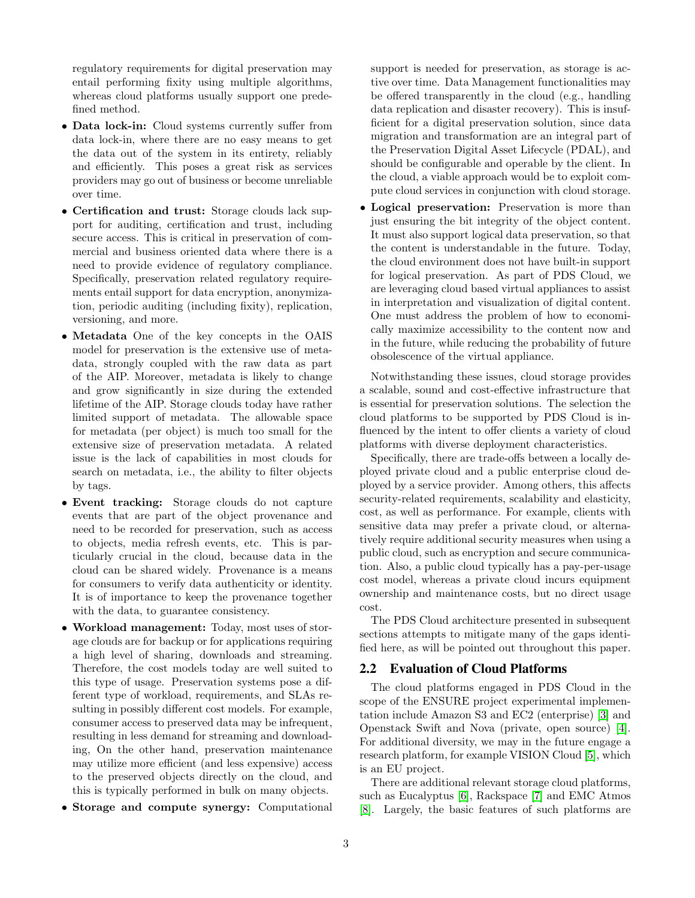regulatory requirements for digital preservation may entail performing fixity using multiple algorithms, whereas cloud platforms usually support one predefined method.

- **Data lock-in:** Cloud systems currently suffer from data lock-in, where there are no easy means to get the data out of the system in its entirety, reliably and efficiently. This poses a great risk as services providers may go out of business or become unreliable over time.
- **Certification and trust:** Storage clouds lack support for auditing, certification and trust, including secure access. This is critical in preservation of commercial and business oriented data where there is a need to provide evidence of regulatory compliance. Specifically, preservation related regulatory requirements entail support for data encryption, anonymization, periodic auditing (including fixity), replication, versioning, and more.
- **Metadata** One of the key concepts in the OAIS model for preservation is the extensive use of metadata, strongly coupled with the raw data as part of the AIP. Moreover, metadata is likely to change and grow significantly in size during the extended lifetime of the AIP. Storage clouds today have rather limited support of metadata. The allowable space for metadata (per object) is much too small for the extensive size of preservation metadata. A related issue is the lack of capabilities in most clouds for search on metadata, i.e., the ability to filter objects by tags.
- **Event tracking:** Storage clouds do not capture events that are part of the object provenance and need to be recorded for preservation, such as access to objects, media refresh events, etc. This is particularly crucial in the cloud, because data in the cloud can be shared widely. Provenance is a means for consumers to verify data authenticity or identity. It is of importance to keep the provenance together with the data, to guarantee consistency.
- **Workload management:** Today, most uses of storage clouds are for backup or for applications requiring a high level of sharing, downloads and streaming. Therefore, the cost models today are well suited to this type of usage. Preservation systems pose a different type of workload, requirements, and SLAs resulting in possibly different cost models. For example, consumer access to preserved data may be infrequent, resulting in less demand for streaming and downloading, On the other hand, preservation maintenance may utilize more efficient (and less expensive) access to the preserved objects directly on the cloud, and this is typically performed in bulk on many objects.
- **Storage and compute synergy:** Computational support is needed for preservation, as storage is active over time. Data Management functionalities may be offered transparently in the cloud (e.g., handling data replication and disaster recovery). This is insufficient for a digital preservation solution, since data migration and transformation are an integral part of the Preservation Digital Asset Lifecycle (PDAL), and should be configurable and operable by the client. In the cloud, a viable approach would be to exploit compute cloud services in conjunction with cloud storage.
- **Logical preservation:** Preservation is more than just ensuring the bit integrity of the object content. It must also support logical data preservation, so that the content is understandable in the future. Today, the cloud environment does not have built-in support for logical preservation. As part of PDS Cloud, we are leveraging cloud based virtual appliances to assist in interpretation and visualization of digital content. One must address the problem of how to economically maximize accessibility to the content now and in the future, while reducing the probability of future obsolescence of the virtual appliance.

Notwithstanding these issues, cloud storage provides a scalable, sound and cost-effective infrastructure that is essential for preservation solutions. The selection the cloud platforms to be supported by PDS Cloud is influenced by the intent to offer clients a variety of cloud platforms with diverse deployment characteristics.

Specifically, there are trade-offs between a locally deployed private cloud and a public enterprise cloud deployed by a service provider. Among others, this affects security-related requirements, scalability and elasticity, cost, as well as performance. For example, clients with sensitive data may prefer a private cloud, or alternatively require additional security measures when using a public cloud, such as encryption and secure communication. Also, a public cloud typically has a pay-per-usage cost model, whereas a private cloud incurs equipment ownership and maintenance costs, but no direct usage cost.

The PDS Cloud architecture presented in subsequent sections attempts to mitigate many of the gaps identified here, as will be pointed out throughout this paper.

## 2.2 Evaluation of Cloud Platforms

The cloud platforms engaged in PDS Cloud in the scope of the ENSURE project experimental implementation include Amazon S3 and EC2 (enterprise) [3] and Openstack Swift and Nova (private, open source) [4]. For additional diversity, we may in the future engage a research platform, for example VISION Cloud [5], which is an EU project.

There are additional relevant storage cloud platforms, such as Eucalyptus [6], Rackspace [7] and EMC Atmos [8]. Largely, the basic features of such platforms are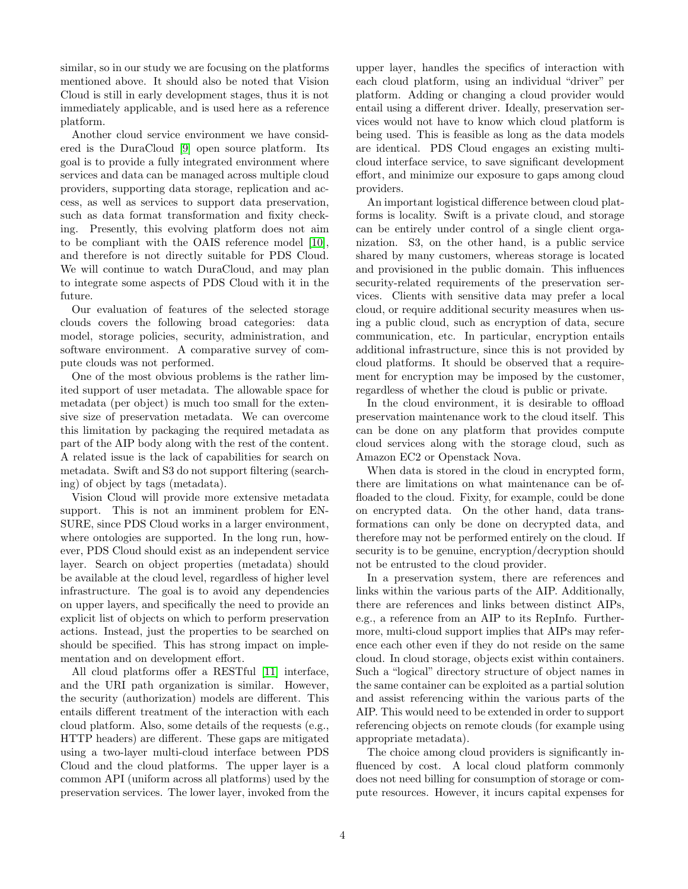similar, so in our study we are focusing on the platforms mentioned above. It should also be noted that Vision Cloud is still in early development stages, thus it is not immediately applicable, and is used here as a reference platform.

Another cloud service environment we have considered is the DuraCloud [9] open source platform. Its goal is to provide a fully integrated environment where services and data can be managed across multiple cloud providers, supporting data storage, replication and access, as well as services to support data preservation, such as data format transformation and fixity checking. Presently, this evolving platform does not aim to be compliant with the OAIS reference model [10], and therefore is not directly suitable for PDS Cloud. We will continue to watch DuraCloud, and may plan to integrate some aspects of PDS Cloud with it in the future.

Our evaluation of features of the selected storage clouds covers the following broad categories: data model, storage policies, security, administration, and software environment. A comparative survey of compute clouds was not performed.

One of the most obvious problems is the rather limited support of user metadata. The allowable space for metadata (per object) is much too small for the extensive size of preservation metadata. We can overcome this limitation by packaging the required metadata as part of the AIP body along with the rest of the content. A related issue is the lack of capabilities for search on metadata. Swift and S3 do not support filtering (searching) of object by tags (metadata).

Vision Cloud will provide more extensive metadata support. This is not an imminent problem for ENSURE, since PDS Cloud works in a larger environment, where ontologies are supported. In the long run, however, PDS Cloud should exist as an independent service layer. Search on object properties (metadata) should be available at the cloud level, regardless of higher level infrastructure. The goal is to avoid any dependencies on upper layers, and specifically the need to provide an explicit list of objects on which to perform preservation actions. Instead, just the properties to be searched on should be specified. This has strong impact on implementation and on development effort.

All cloud platforms offer a RESTful [11] interface, and the URI path organization is similar. However, the security (authorization) models are different. This entails different treatment of the interaction with each cloud platform. Also, some details of the requests (e.g., HTTP headers) are different. These gaps are mitigated using a two-layer multi-cloud interface between PDS Cloud and the cloud platforms. The upper layer is a common API (uniform across all platforms) used by the preservation services. The lower layer, invoked from the upper layer, handles the specifics of interaction with each cloud platform, using an individual "driver" per platform. Adding or changing a cloud provider would entail using a different driver. Ideally, preservation services would not have to know which cloud platform is being used. This is feasible as long as the data models are identical. PDS Cloud engages an existing multi-cloud interface service, to save significant development effort, and minimize our exposure to gaps among cloud providers.

An important logistical difference between cloud platforms is locality. Swift is a private cloud, and storage can be entirely under control of a single client organization. S3, on the other hand, is a public service shared by many customers, whereas storage is located and provisioned in the public domain. This influences security-related requirements of the preservation services. Clients with sensitive data may prefer a local cloud, or require additional security measures when using a public cloud, such as encryption of data, secure communication, etc. In particular, encryption entails additional infrastructure, since this is not provided by cloud platforms. It should be observed that a requirement for encryption may be imposed by the customer, regardless of whether the cloud is public or private.

In the cloud environment, it is desirable to offload preservation maintenance work to the cloud itself. This can be done on any platform that provides compute cloud services along with the storage cloud, such as Amazon EC2 or Openstack Nova.

When data is stored in the cloud in encrypted form, there are limitations on what maintenance can be offloaded to the cloud. Fixity, for example, could be done on encrypted data. On the other hand, data transformations can only be done on decrypted data, and therefore may not be performed entirely on the cloud. If security is to be genuine, encryption/decryption should not be entrusted to the cloud provider.

In a preservation system, there are references and links within the various parts of the AIP. Additionally, there are references and links between distinct AIPs, e.g., a reference from an AIP to its RepInfo. Furthermore, multi-cloud support implies that AIPs may reference each other even if they do not reside on the same cloud. In cloud storage, objects exist within containers. Such a "logical" directory structure of object names in the same container can be exploited as a partial solution and assist referencing within the various parts of the AIP. This would need to be extended in order to support referencing objects on remote clouds (for example using appropriate metadata).

The choice among cloud providers is significantly influenced by cost. A local cloud platform commonly does not need billing for consumption of storage or compute resources. However, it incurs capital expenses for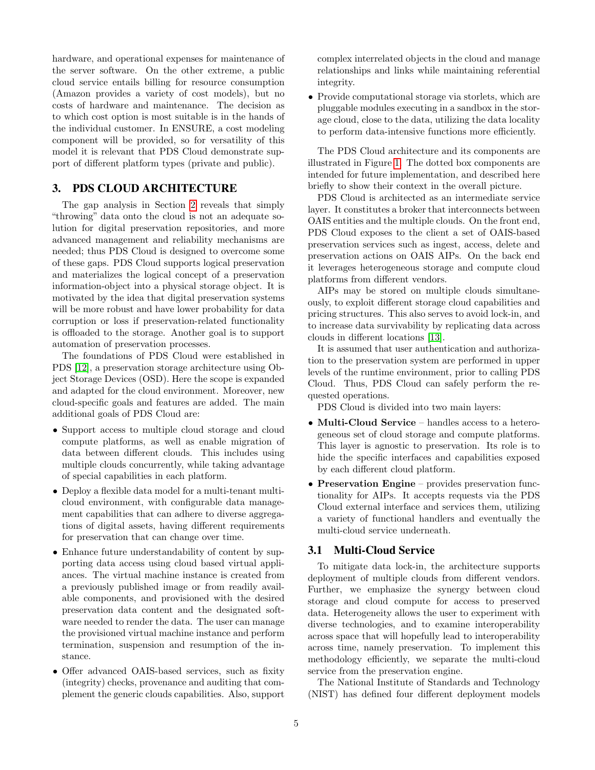hardware, and operational expenses for maintenance of the server software. On the other extreme, a public cloud service entails billing for resource consumption (Amazon provides a variety of cost models), but no costs of hardware and maintenance. The decision as to which cost option is most suitable is in the hands of the individual customer. In ENSURE, a cost modeling component will be provided, so for versatility of this model it is relevant that PDS Cloud demonstrate support of different platform types (private and public).

## 3. PDS CLOUD ARCHITECTURE

The gap analysis in Section 2 reveals that simply "throwing" data onto the cloud is not an adequate solution for digital preservation repositories, and more advanced management and reliability mechanisms are needed; thus PDS Cloud is designed to overcome some of these gaps. PDS Cloud supports logical preservation and materializes the logical concept of a preservation information-object into a physical storage object. It is motivated by the idea that digital preservation systems will be more robust and have lower probability for data corruption or loss if preservation-related functionality is offloaded to the storage. Another goal is to support automation of preservation processes.

The foundations of PDS Cloud were established in PDS [12], a preservation storage architecture using Object Storage Devices (OSD). Here the scope is expanded and adapted for the cloud environment. Moreover, new cloud-specific goals and features are added. The main additional goals of PDS Cloud are:

- Support access to multiple cloud storage and cloud compute platforms, as well as enable migration of data between different clouds. This includes using multiple clouds concurrently, while taking advantage of special capabilities in each platform.
- Deploy a flexible data model for a multi-tenant multi-cloud environment, with configurable data management capabilities that can adhere to diverse aggregations of digital assets, having different requirements for preservation that can change over time.
- Enhance future understandability of content by supporting data access using cloud based virtual appliances. The virtual machine instance is created from a previously published image or from readily available components, and provisioned with the desired preservation data content and the designated software needed to render the data. The user can manage the provisioned virtual machine instance and perform termination, suspension and resumption of the instance.
- Offer advanced OAIS-based services, such as fixity (integrity) checks, provenance and auditing that complement the generic clouds capabilities. Also, support complex interrelated objects in the cloud and manage relationships and links while maintaining referential integrity.
- Provide computational storage via storlets, which are pluggable modules executing in a sandbox in the storage cloud, close to the data, utilizing the data locality to perform data-intensive functions more efficiently.

The PDS Cloud architecture and its components are illustrated in Figure 1. The dotted box components are intended for future implementation, and described here briefly to show their context in the overall picture.

PDS Cloud is architected as an intermediate service layer. It constitutes a broker that interconnects between OAIS entities and the multiple clouds. On the front end, PDS Cloud exposes to the client a set of OAIS-based preservation services such as ingest, access, delete and preservation actions on OAIS AIPs. On the back end it leverages heterogeneous storage and compute cloud platforms from different vendors.

AIPs may be stored on multiple clouds simultaneously, to exploit different storage cloud capabilities and pricing structures. This also serves to avoid lock-in, and to increase data survivability by replicating data across clouds in different locations [13].

It is assumed that user authentication and authorization to the preservation system are performed in upper levels of the runtime environment, prior to calling PDS Cloud. Thus, PDS Cloud can safely perform the requested operations.

PDS Cloud is divided into two main layers:

- **Multi-Cloud Service** – handles access to a heterogeneous set of cloud storage and compute platforms. This layer is agnostic to preservation. Its role is to hide the specific interfaces and capabilities exposed by each different cloud platform.
- **Preservation Engine** – provides preservation functionality for AIPs. It accepts requests via the PDS Cloud external interface and services them, utilizing a variety of functional handlers and eventually the multi-cloud service underneath.

### 3.1 Multi-Cloud Service

To mitigate data lock-in, the architecture supports deployment of multiple clouds from different vendors. Further, we emphasize the synergy between cloud storage and cloud compute for access to preserved data. Heterogeneity allows the user to experiment with diverse technologies, and to examine interoperability across space that will hopefully lead to interoperability across time, namely preservation. To implement this methodology efficiently, we separate the multi-cloud service from the preservation engine.

The National Institute of Standards and Technology (NIST) has defined four different deployment models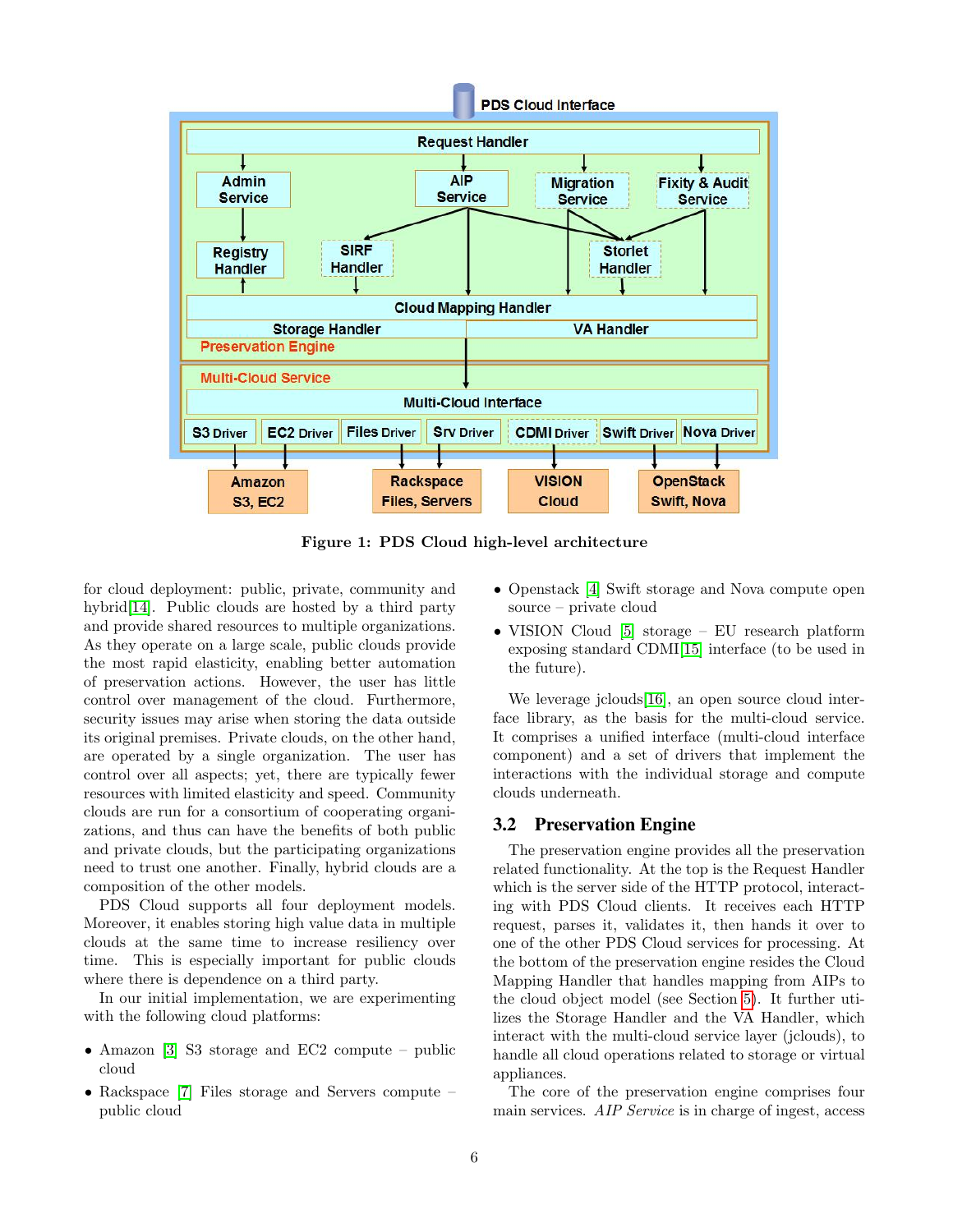Figure 1: PDS Cloud high-level architecture

for cloud deployment: public, private, community and hybrid[14]. Public clouds are hosted by a third party and provide shared resources to multiple organizations. As they operate on a large scale, public clouds provide the most rapid elasticity, enabling better automation of preservation actions. However, the user has little control over management of the cloud. Furthermore, security issues may arise when storing the data outside its original premises. Private clouds, on the other hand, are operated by a single organization. The user has control over all aspects; yet, there are typically fewer resources with limited elasticity and speed. Community clouds are run for a consortium of cooperating organizations, and thus can have the benefits of both public and private clouds, but the participating organizations need to trust one another. Finally, hybrid clouds are a composition of the other models.

PDS Cloud supports all four deployment models. Moreover, it enables storing high value data in multiple clouds at the same time to increase resiliency over time. This is especially important for public clouds where there is dependence on a third party.

In our initial implementation, we are experimenting with the following cloud platforms:

- Amazon [3] S3 storage and EC2 compute – public cloud
- Rackspace [7] Files storage and Servers compute – public cloud
- Openstack [4] Swift storage and Nova compute open source – private cloud
- VISION Cloud [5] storage – EU research platform exposing standard CDMI[15] interface (to be used in the future).

We leverage jclouds[16], an open source cloud interface library, as the basis for the multi-cloud service. It comprises a unified interface (multi-cloud interface component) and a set of drivers that implement the interactions with the individual storage and compute clouds underneath.

### 3.2 Preservation Engine

The preservation engine provides all the preservation related functionality. At the top is the Request Handler which is the server side of the HTTP protocol, interacting with PDS Cloud clients. It receives each HTTP request, parses it, validates it, then hands it over to one of the other PDS Cloud services for processing. At the bottom of the preservation engine resides the Cloud Mapping Handler that handles mapping from AIPs to the cloud object model (see Section 5). It further utilizes the Storage Handler and the VA Handler, which interact with the multi-cloud service layer (jclouds), to handle all cloud operations related to storage or virtual appliances.

The core of the preservation engine comprises four main services. *AIP Service* is in charge of ingest, access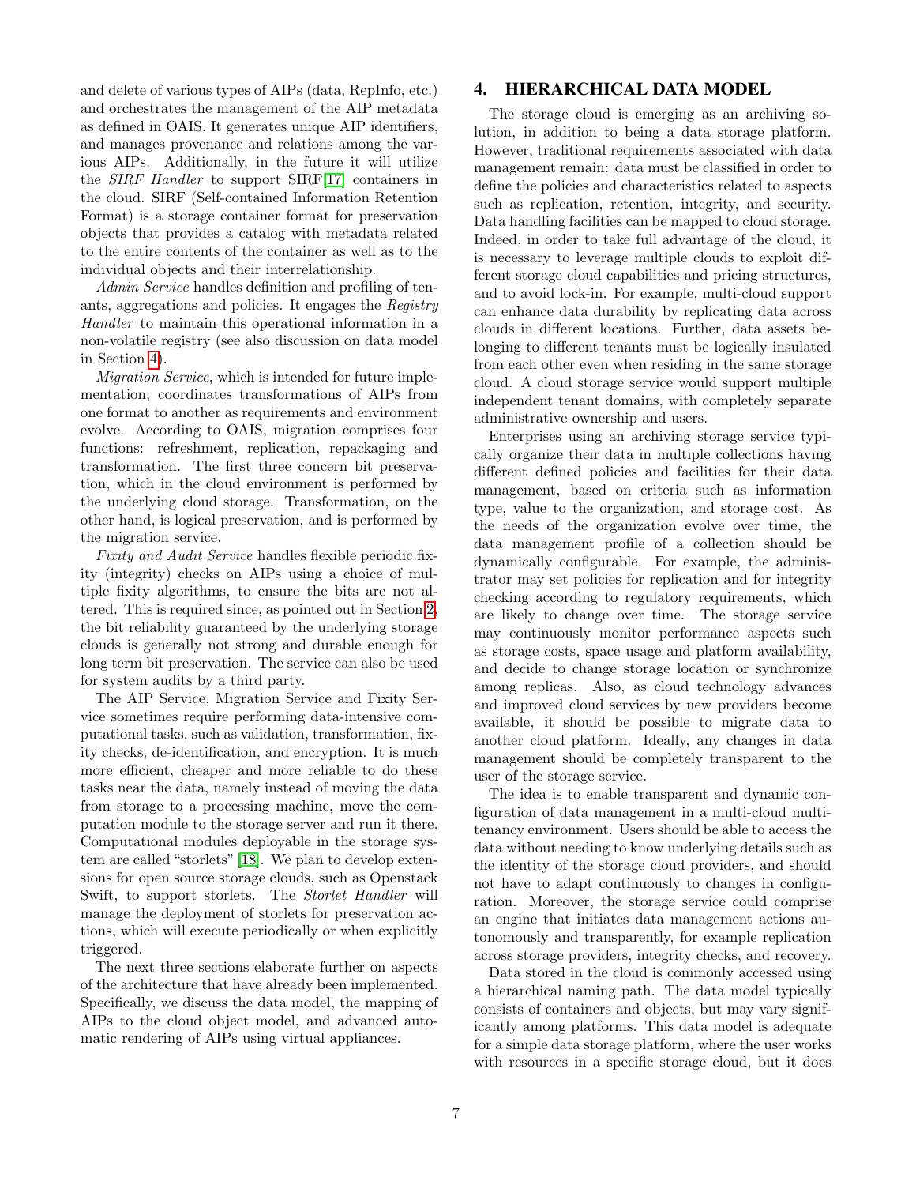and delete of various types of AIPs (data, RepInfo, etc.) and orchestrates the management of the AIP metadata as defined in OAIS. It generates unique AIP identifiers, and manages provenance and relations among the various AIPs. Additionally, in the future it will utilize the *SIRF Handler* to support SIRF[17] containers in the cloud. SIRF (Self-contained Information Retention Format) is a storage container format for preservation objects that provides a catalog with metadata related to the entire contents of the container as well as to the individual objects and their interrelationship.

*Admin Service* handles definition and profiling of tenants, aggregations and policies. It engages the *Registry Handler* to maintain this operational information in a non-volatile registry (see also discussion on data model in Section 4).

*Migration Service*, which is intended for future implementation, coordinates transformations of AIPs from one format to another as requirements and environment evolve. According to OAIS, migration comprises four functions: refreshment, replication, repackaging and transformation. The first three concern bit preservation, which in the cloud environment is performed by the underlying cloud storage. Transformation, on the other hand, is logical preservation, and is performed by the migration service.

*Fixity and Audit Service* handles flexible periodic fixity (integrity) checks on AIPs using a choice of multiple fixity algorithms, to ensure the bits are not altered. This is required since, as pointed out in Section 2, the bit reliability guaranteed by the underlying storage clouds is generally not strong and durable enough for long term bit preservation. The service can also be used for system audits by a third party.

The AIP Service, Migration Service and Fixity Service sometimes require performing data-intensive computational tasks, such as validation, transformation, fixity checks, de-identification, and encryption. It is much more efficient, cheaper and more reliable to do these tasks near the data, namely instead of moving the data from storage to a processing machine, move the computation module to the storage server and run it there. Computational modules deployable in the storage system are called "storlets" [18]. We plan to develop extensions for open source storage clouds, such as Openstack Swift, to support storlets. The *Storlet Handler* will manage the deployment of storlets for preservation actions, which will execute periodically or when explicitly triggered.

The next three sections elaborate further on aspects of the architecture that have already been implemented. Specifically, we discuss the data model, the mapping of AIPs to the cloud object model, and advanced automatic rendering of AIPs using virtual appliances.

# 4. HIERARCHICAL DATA MODEL

The storage cloud is emerging as an archiving solution, in addition to being a data storage platform. However, traditional requirements associated with data management remain: data must be classified in order to define the policies and characteristics related to aspects such as replication, retention, integrity, and security. Data handling facilities can be mapped to cloud storage. Indeed, in order to take full advantage of the cloud, it is necessary to leverage multiple clouds to exploit different storage cloud capabilities and pricing structures, and to avoid lock-in. For example, multi-cloud support can enhance data durability by replicating data across clouds in different locations. Further, data assets belonging to different tenants must be logically insulated from each other even when residing in the same storage cloud. A cloud storage service would support multiple independent tenant domains, with completely separate administrative ownership and users.

Enterprises using an archiving storage service typically organize their data in multiple collections having different defined policies and facilities for their data management, based on criteria such as information type, value to the organization, and storage cost. As the needs of the organization evolve over time, the data management profile of a collection should be dynamically configurable. For example, the administrator may set policies for replication and for integrity checking according to regulatory requirements, which are likely to change over time. The storage service may continuously monitor performance aspects such as storage costs, space usage and platform availability, and decide to change storage location or synchronize among replicas. Also, as cloud technology advances and improved cloud services by new providers become available, it should be possible to migrate data to another cloud platform. Ideally, any changes in data management should be completely transparent to the user of the storage service.

The idea is to enable transparent and dynamic configuration of data management in a multi-cloud multi-tenancy environment. Users should be able to access the data without needing to know underlying details such as the identity of the storage cloud providers, and should not have to adapt continuously to changes in configuration. Moreover, the storage service could comprise an engine that initiates data management actions autonomously and transparently, for example replication across storage providers, integrity checks, and recovery.

Data stored in the cloud is commonly accessed using a hierarchical naming path. The data model typically consists of containers and objects, but may vary significantly among platforms. This data model is adequate for a simple data storage platform, where the user works with resources in a specific storage cloud, but it does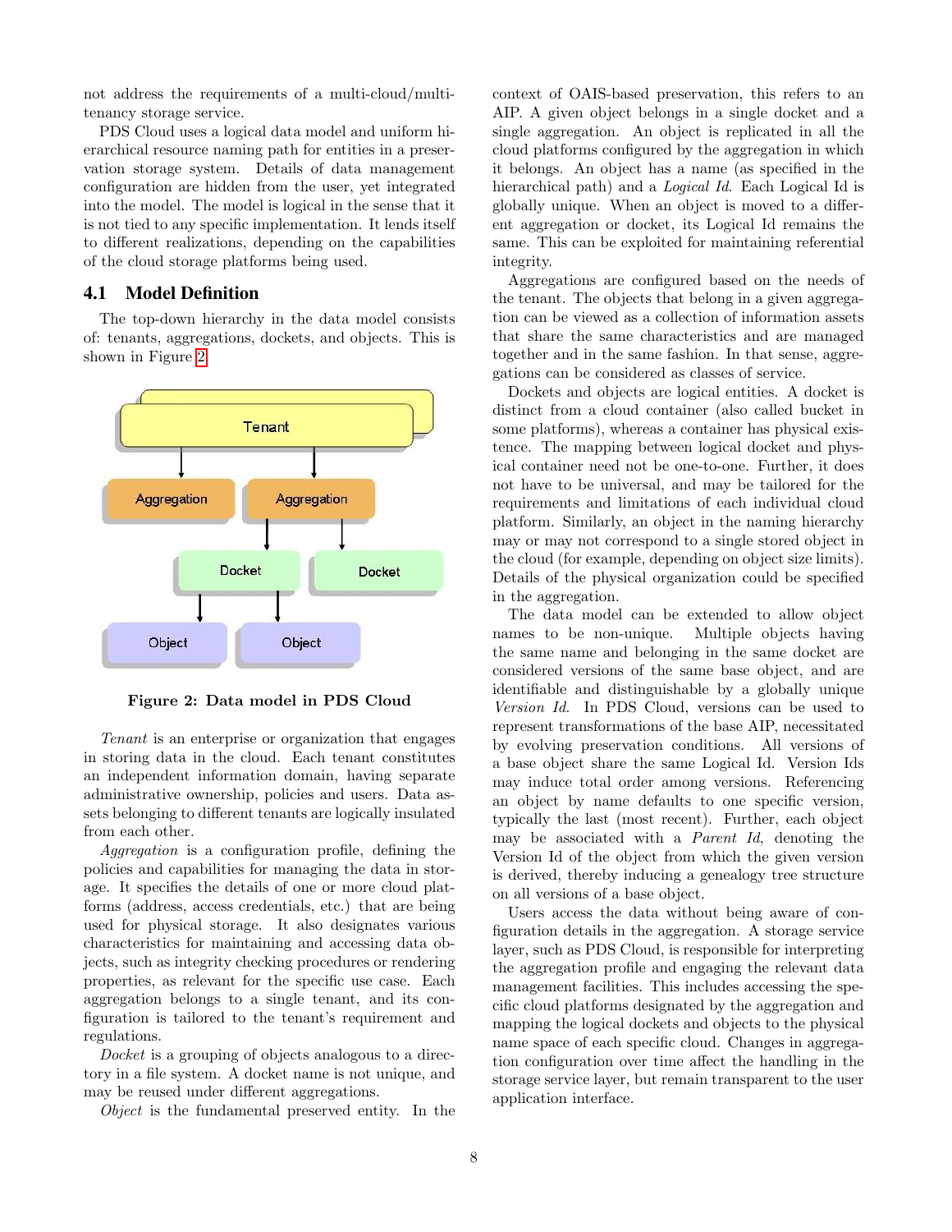not address the requirements of a multi-cloud/multi-tenancy storage service.

PDS Cloud uses a logical data model and uniform hierarchical resource naming path for entities in a preservation storage system. Details of data management configuration are hidden from the user, yet integrated into the model. The model is logical in the sense that it is not tied to any specific implementation. It lends itself to different realizations, depending on the capabilities of the cloud storage platforms being used.

### 4.1 Model Definition

The top-down hierarchy in the data model consists of: tenants, aggregations, dockets, and objects. This is shown in Figure 2.

**Figure 2: Data model in PDS Cloud**

*Tenant* is an enterprise or organization that engages in storing data in the cloud. Each tenant constitutes an independent information domain, having separate administrative ownership, policies and users. Data assets belonging to different tenants are logically insulated from each other.

*Aggregation* is a configuration profile, defining the policies and capabilities for managing the data in storage. It specifies the details of one or more cloud platforms (address, access credentials, etc.) that are being used for physical storage. It also designates various characteristics for maintaining and accessing data objects, such as integrity checking procedures or rendering properties, as relevant for the specific use case. Each aggregation belongs to a single tenant, and its configuration is tailored to the tenant's requirement and regulations.

*Docket* is a grouping of objects analogous to a directory in a file system. A docket name is not unique, and may be reused under different aggregations.

*Object* is the fundamental preserved entity. In the context of OAIS-based preservation, this refers to an AIP. A given object belongs in a single docket and a single aggregation. An object is replicated in all the cloud platforms configured by the aggregation in which it belongs. An object has a name (as specified in the hierarchical path) and a *Logical Id*. Each Logical Id is globally unique. When an object is moved to a different aggregation or docket, its Logical Id remains the same. This can be exploited for maintaining referential integrity.

Aggregations are configured based on the needs of the tenant. The objects that belong in a given aggregation can be viewed as a collection of information assets that share the same characteristics and are managed together and in the same fashion. In that sense, aggregations can be considered as classes of service.

Dockets and objects are logical entities. A docket is distinct from a cloud container (also called bucket in some platforms), whereas a container has physical existence. The mapping between logical docket and physical container need not be one-to-one. Further, it does not have to be universal, and may be tailored for the requirements and limitations of each individual cloud platform. Similarly, an object in the naming hierarchy may or may not correspond to a single stored object in the cloud (for example, depending on object size limits). Details of the physical organization could be specified in the aggregation.

The data model can be extended to allow object names to be non-unique. Multiple objects having the same name and belonging in the same docket are considered versions of the same base object, and are identifiable and distinguishable by a globally unique *Version Id*. In PDS Cloud, versions can be used to represent transformations of the base AIP, necessitated by evolving preservation conditions. All versions of a base object share the same Logical Id. Version Ids may induce total order among versions. Referencing an object by name defaults to one specific version, typically the last (most recent). Further, each object may be associated with a *Parent Id*, denoting the Version Id of the object from which the given version is derived, thereby inducing a genealogy tree structure on all versions of a base object.

Users access the data without being aware of configuration details in the aggregation. A storage service layer, such as PDS Cloud, is responsible for interpreting the aggregation profile and engaging the relevant data management facilities. This includes accessing the specific cloud platforms designated by the aggregation and mapping the logical dockets and objects to the physical name space of each specific cloud. Changes in aggregation configuration over time affect the handling in the storage service layer, but remain transparent to the user application interface.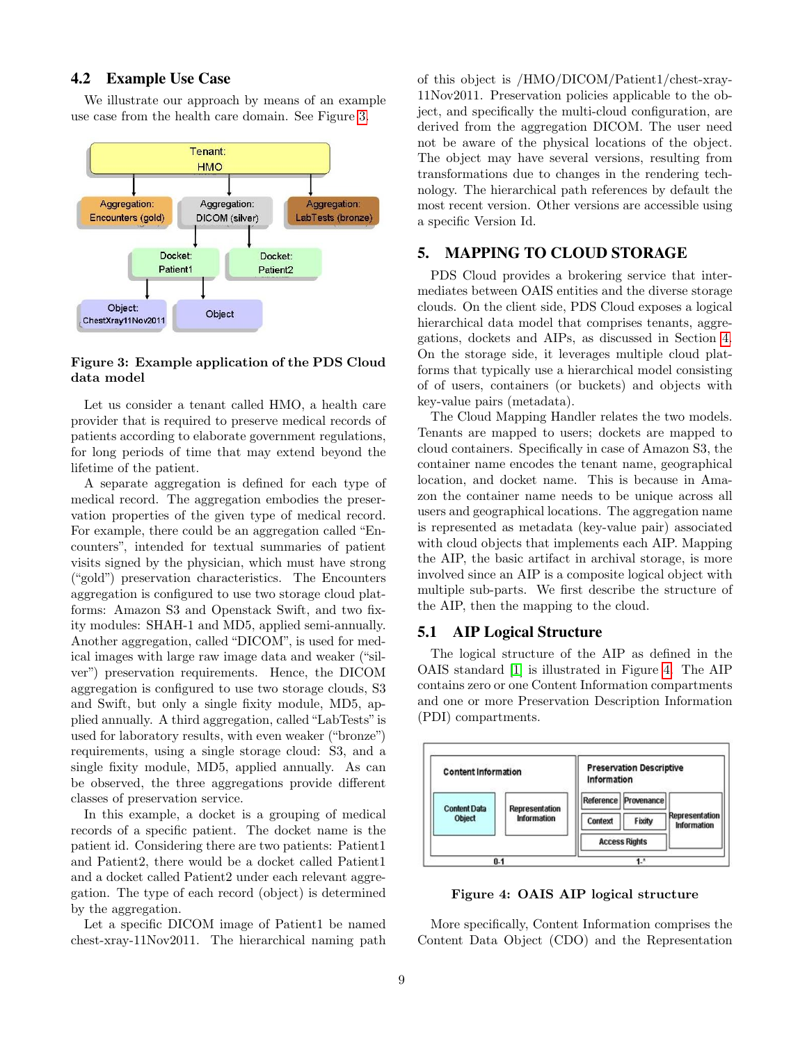### 4.2 Example Use Case

We illustrate our approach by means of an example use case from the health care domain. See Figure 3.

**Figure 3: Example application of the PDS Cloud data model**

Let us consider a tenant called HMO, a health care provider that is required to preserve medical records of patients according to elaborate government regulations, for long periods of time that may extend beyond the lifetime of the patient.

A separate aggregation is defined for each type of medical record. The aggregation embodies the preservation properties of the given type of medical record. For example, there could be an aggregation called "Encounters", intended for textual summaries of patient visits signed by the physician, which must have strong ("gold") preservation characteristics. The Encounters aggregation is configured to use two storage cloud platforms: Amazon S3 and Openstack Swift, and two fixity modules: SHAH-1 and MD5, applied semi-annually. Another aggregation, called "DICOM", is used for medical images with large raw image data and weaker ("silver") preservation requirements. Hence, the DICOM aggregation is configured to use two storage clouds, S3 and Swift, but only a single fixity module, MD5, applied annually. A third aggregation, called "LabTests" is used for laboratory results, with even weaker ("bronze") requirements, using a single storage cloud: S3, and a single fixity module, MD5, applied annually. As can be observed, the three aggregations provide different classes of preservation service.

In this example, a docket is a grouping of medical records of a specific patient. The docket name is the patient id. Considering there are two patients: Patient1 and Patient2, there would be a docket called Patient1 and a docket called Patient2 under each relevant aggregation. The type of each record (object) is determined by the aggregation.

Let a specific DICOM image of Patient1 be named chest-xray-11Nov2011. The hierarchical naming path of this object is /HMO/DICOM/Patient1/chest-xray-11Nov2011. Preservation policies applicable to the object, and specifically the multi-cloud configuration, are derived from the aggregation DICOM. The user need not be aware of the physical locations of the object. The object may have several versions, resulting from transformations due to changes in the rendering technology. The hierarchical path references by default the most recent version. Other versions are accessible using a specific Version Id.

## 5. MAPPING TO CLOUD STORAGE

PDS Cloud provides a brokering service that intermediates between OAIS entities and the diverse storage clouds. On the client side, PDS Cloud exposes a logical hierarchical data model that comprises tenants, aggregations, dockets and AIPs, as discussed in Section 4. On the storage side, it leverages multiple cloud platforms that typically use a hierarchical model consisting of of users, containers (or buckets) and objects with key-value pairs (metadata).

The Cloud Mapping Handler relates the two models. Tenants are mapped to users; dockets are mapped to cloud containers. Specifically in case of Amazon S3, the container name encodes the tenant name, geographical location, and docket name. This is because in Amazon the container name needs to be unique across all users and geographical locations. The aggregation name is represented as metadata (key-value pair) associated with cloud objects that implements each AIP. Mapping the AIP, the basic artifact in archival storage, is more involved since an AIP is a composite logical object with multiple sub-parts. We first describe the structure of the AIP, then the mapping to the cloud.

### 5.1 AIP Logical Structure

The logical structure of the AIP as defined in the OAIS standard [1] is illustrated in Figure 4. The AIP contains zero or one Content Information compartments and one or more Preservation Description Information (PDI) compartments.

**Figure 4: OAIS AIP logical structure**

More specifically, Content Information comprises the Content Data Object (CDO) and the Representation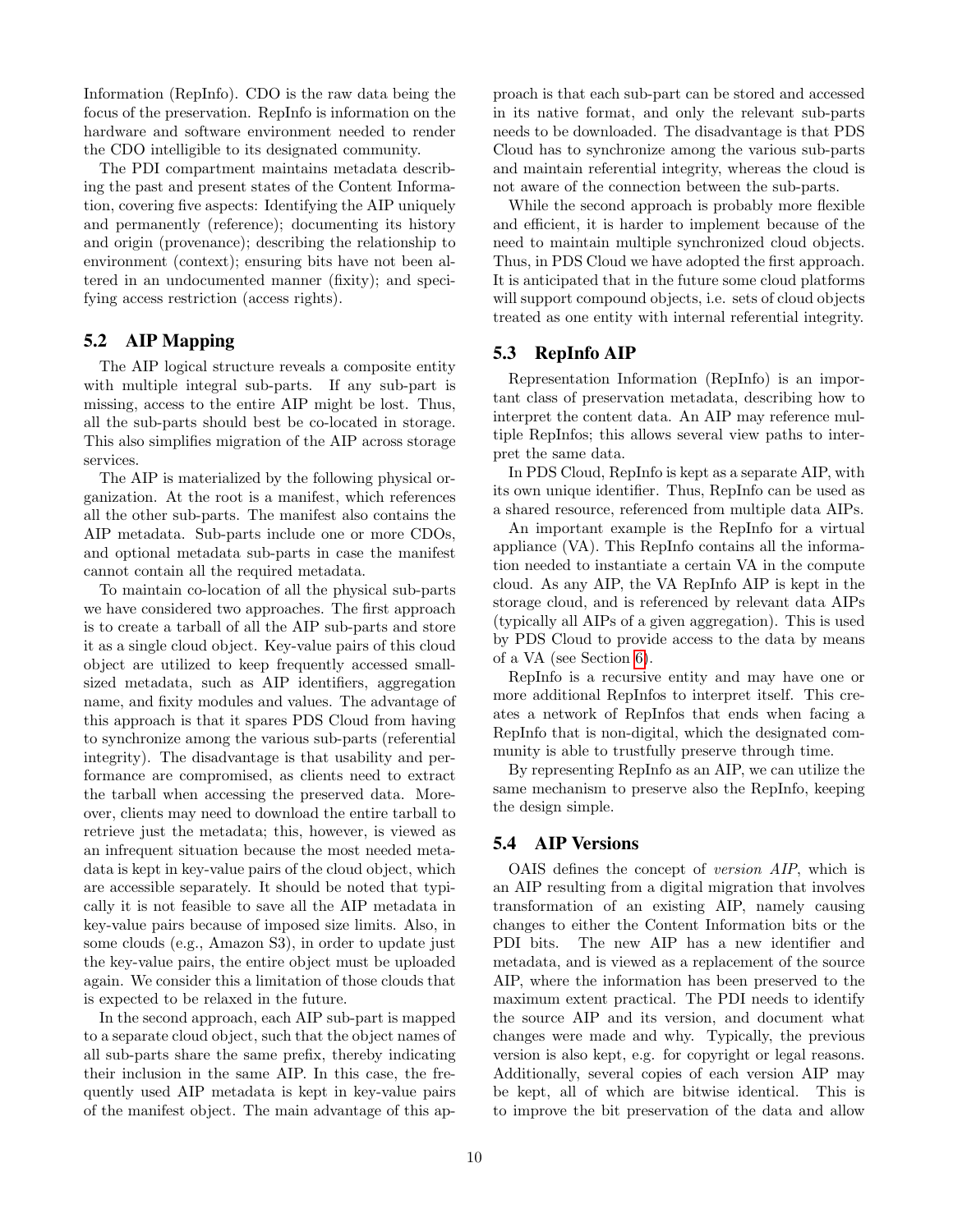Information (RepInfo). CDO is the raw data being the focus of the preservation. RepInfo is information on the hardware and software environment needed to render the CDO intelligible to its designated community.

The PDI compartment maintains metadata describing the past and present states of the Content Information, covering five aspects: Identifying the AIP uniquely and permanently (reference); documenting its history and origin (provenance); describing the relationship to environment (context); ensuring bits have not been altered in an undocumented manner (fixity); and specifying access restriction (access rights).

## 5.2 AIP Mapping

The AIP logical structure reveals a composite entity with multiple integral sub-parts. If any sub-part is missing, access to the entire AIP might be lost. Thus, all the sub-parts should best be co-located in storage. This also simplifies migration of the AIP across storage services.

The AIP is materialized by the following physical organization. At the root is a manifest, which references all the other sub-parts. The manifest also contains the AIP metadata. Sub-parts include one or more CDOs, and optional metadata sub-parts in case the manifest cannot contain all the required metadata.

To maintain co-location of all the physical sub-parts we have considered two approaches. The first approach is to create a tarball of all the AIP sub-parts and store it as a single cloud object. Key-value pairs of this cloud object are utilized to keep frequently accessed small-sized metadata, such as AIP identifiers, aggregation name, and fixity modules and values. The advantage of this approach is that it spares PDS Cloud from having to synchronize among the various sub-parts (referential integrity). The disadvantage is that usability and performance are compromised, as clients need to extract the tarball when accessing the preserved data. Moreover, clients may need to download the entire tarball to retrieve just the metadata; this, however, is viewed as an infrequent situation because the most needed metadata is kept in key-value pairs of the cloud object, which are accessible separately. It should be noted that typically it is not feasible to save all the AIP metadata in key-value pairs because of imposed size limits. Also, in some clouds (e.g., Amazon S3), in order to update just the key-value pairs, the entire object must be uploaded again. We consider this a limitation of those clouds that is expected to be relaxed in the future.

In the second approach, each AIP sub-part is mapped to a separate cloud object, such that the object names of all sub-parts share the same prefix, thereby indicating their inclusion in the same AIP. In this case, the frequently used AIP metadata is kept in key-value pairs of the manifest object. The main advantage of this approach is that each sub-part can be stored and accessed in its native format, and only the relevant sub-parts needs to be downloaded. The disadvantage is that PDS Cloud has to synchronize among the various sub-parts and maintain referential integrity, whereas the cloud is not aware of the connection between the sub-parts.

While the second approach is probably more flexible and efficient, it is harder to implement because of the need to maintain multiple synchronized cloud objects. Thus, in PDS Cloud we have adopted the first approach. It is anticipated that in the future some cloud platforms will support compound objects, i.e. sets of cloud objects treated as one entity with internal referential integrity.

## 5.3 RepInfo AIP

Representation Information (RepInfo) is an important class of preservation metadata, describing how to interpret the content data. An AIP may reference multiple RepInfos; this allows several view paths to interpret the same data.

In PDS Cloud, RepInfo is kept as a separate AIP, with its own unique identifier. Thus, RepInfo can be used as a shared resource, referenced from multiple data AIPs.

An important example is the RepInfo for a virtual appliance (VA). This RepInfo contains all the information needed to instantiate a certain VA in the compute cloud. As any AIP, the VA RepInfo AIP is kept in the storage cloud, and is referenced by relevant data AIPs (typically all AIPs of a given aggregation). This is used by PDS Cloud to provide access to the data by means of a VA (see Section 6).

RepInfo is a recursive entity and may have one or more additional RepInfos to interpret itself. This creates a network of RepInfos that ends when facing a RepInfo that is non-digital, which the designated community is able to trustfully preserve through time.

By representing RepInfo as an AIP, we can utilize the same mechanism to preserve also the RepInfo, keeping the design simple.

## 5.4 AIP Versions

OAIS defines the concept of *version AIP*, which is an AIP resulting from a digital migration that involves transformation of an existing AIP, namely causing changes to either the Content Information bits or the PDI bits. The new AIP has a new identifier and metadata, and is viewed as a replacement of the source AIP, where the information has been preserved to the maximum extent practical. The PDI needs to identify the source AIP and its version, and document what changes were made and why. Typically, the previous version is also kept, e.g. for copyright or legal reasons. Additionally, several copies of each version AIP may be kept, all of which are bitwise identical. This is to improve the bit preservation of the data and allow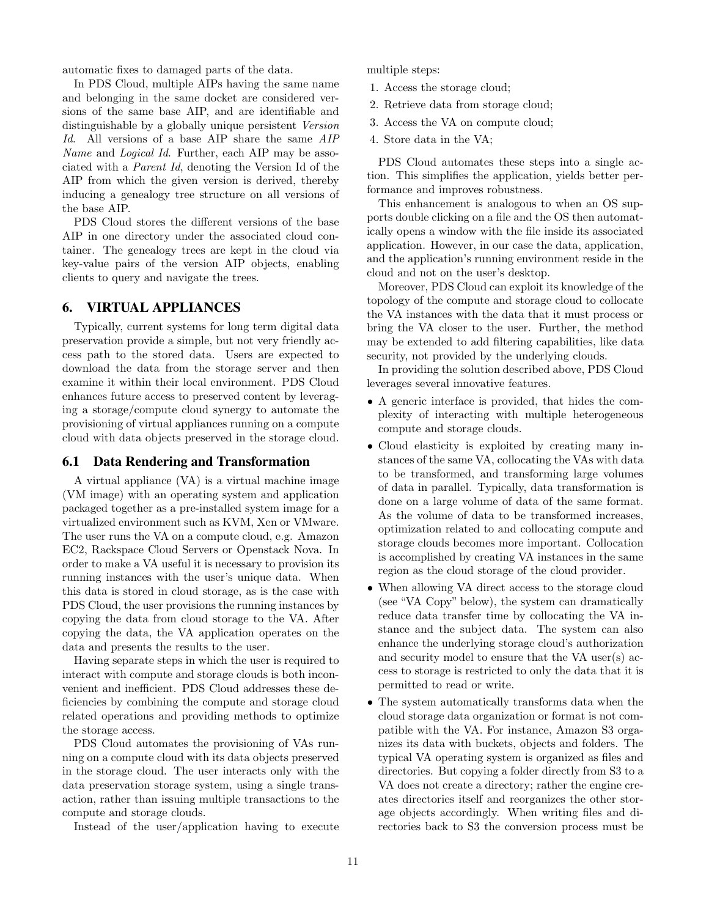automatic fixes to damaged parts of the data.

In PDS Cloud, multiple AIPs having the same name and belonging in the same docket are considered versions of the same base AIP, and are identifiable and distinguishable by a globally unique persistent *Version Id*. All versions of a base AIP share the same *AIP Name* and *Logical Id*. Further, each AIP may be associated with a *Parent Id*, denoting the Version Id of the AIP from which the given version is derived, thereby inducing a genealogy tree structure on all versions of the base AIP.

PDS Cloud stores the different versions of the base AIP in one directory under the associated cloud container. The genealogy trees are kept in the cloud via key-value pairs of the version AIP objects, enabling clients to query and navigate the trees.

## 6. VIRTUAL APPLIANCES

Typically, current systems for long term digital data preservation provide a simple, but not very friendly access path to the stored data. Users are expected to download the data from the storage server and then examine it within their local environment. PDS Cloud enhances future access to preserved content by leveraging a storage/compute cloud synergy to automate the provisioning of virtual appliances running on a compute cloud with data objects preserved in the storage cloud.

### 6.1 Data Rendering and Transformation

A virtual appliance (VA) is a virtual machine image (VM image) with an operating system and application packaged together as a pre-installed system image for a virtualized environment such as KVM, Xen or VMware. The user runs the VA on a compute cloud, e.g. Amazon EC2, Rackspace Cloud Servers or Openstack Nova. In order to make a VA useful it is necessary to provision its running instances with the user's unique data. When this data is stored in cloud storage, as is the case with PDS Cloud, the user provisions the running instances by copying the data from cloud storage to the VA. After copying the data, the VA application operates on the data and presents the results to the user.

Having separate steps in which the user is required to interact with compute and storage clouds is both inconvenient and inefficient. PDS Cloud addresses these deficiencies by combining the compute and storage cloud related operations and providing methods to optimize the storage access.

PDS Cloud automates the provisioning of VAs running on a compute cloud with its data objects preserved in the storage cloud. The user interacts only with the data preservation storage system, using a single transaction, rather than issuing multiple transactions to the compute and storage clouds.

Instead of the user/application having to execute multiple steps:

1. Access the storage cloud;
2. Retrieve data from storage cloud;
3. Access the VA on compute cloud;
4. Store data in the VA;

PDS Cloud automates these steps into a single action. This simplifies the application, yields better performance and improves robustness.

This enhancement is analogous to when an OS supports double clicking on a file and the OS then automatically opens a window with the file inside its associated application. However, in our case the data, application, and the application's running environment reside in the cloud and not on the user's desktop.

Moreover, PDS Cloud can exploit its knowledge of the topology of the compute and storage cloud to collocate the VA instances with the data that it must process or bring the VA closer to the user. Further, the method may be extended to add filtering capabilities, like data security, not provided by the underlying clouds.

In providing the solution described above, PDS Cloud leverages several innovative features.

- A generic interface is provided, that hides the complexity of interacting with multiple heterogeneous compute and storage clouds.
- Cloud elasticity is exploited by creating many instances of the same VA, collocating the VAs with data to be transformed, and transforming large volumes of data in parallel. Typically, data transformation is done on a large volume of data of the same format. As the volume of data to be transformed increases, optimization related to and collocating compute and storage clouds becomes more important. Collocation is accomplished by creating VA instances in the same region as the cloud storage of the cloud provider.
- When allowing VA direct access to the storage cloud (see "VA Copy" below), the system can dramatically reduce data transfer time by collocating the VA instance and the subject data. The system can also enhance the underlying storage cloud's authorization and security model to ensure that the VA user(s) access to storage is restricted to only the data that it is permitted to read or write.
- The system automatically transforms data when the cloud storage data organization or format is not compatible with the VA. For instance, Amazon S3 organizes its data with buckets, objects and folders. The typical VA operating system is organized as files and directories. But copying a folder directly from S3 to a VA does not create a directory; rather the engine creates directories itself and reorganizes the other storage objects accordingly. When writing files and directories back to S3 the conversion process must be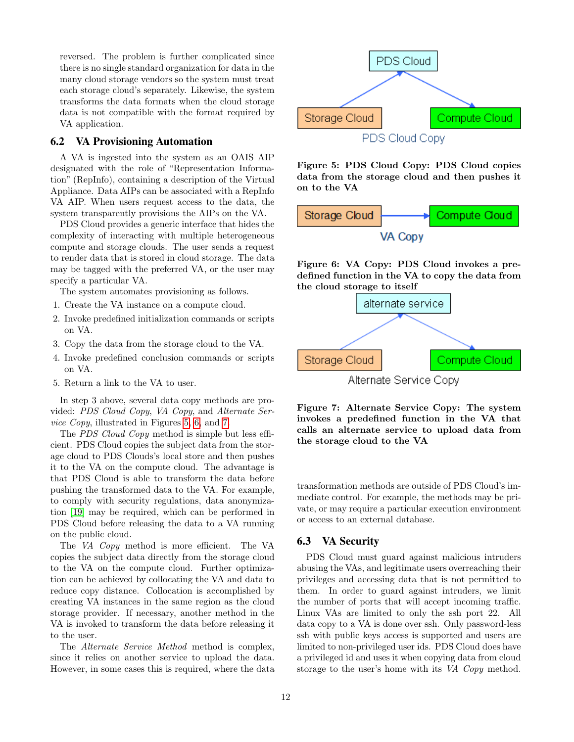reversed. The problem is further complicated since there is no single standard organization for data in the many cloud storage vendors so the system must treat each storage cloud's separately. Likewise, the system transforms the data formats when the cloud storage data is not compatible with the format required by VA application.

## 6.2 VA Provisioning Automation

A VA is ingested into the system as an OAIS AIP designated with the role of "Representation Information" (RepInfo), containing a description of the Virtual Appliance. Data AIPs can be associated with a RepInfo VA AIP. When users request access to the data, the system transparently provisions the AIPs on the VA.

PDS Cloud provides a generic interface that hides the complexity of interacting with multiple heterogeneous compute and storage clouds. The user sends a request to render data that is stored in cloud storage. The data may be tagged with the preferred VA, or the user may specify a particular VA.

The system automates provisioning as follows.

1. Create the VA instance on a compute cloud.
2. Invoke predefined initialization commands or scripts on VA.
3. Copy the data from the storage cloud to the VA.
4. Invoke predefined conclusion commands or scripts on VA.
5. Return a link to the VA to user.

In step 3 above, several data copy methods are provided: *PDS Cloud Copy*, *VA Copy*, and *Alternate Service Copy*, illustrated in Figures 5, 6, and 7.

The *PDS Cloud Copy* method is simple but less efficient. PDS Cloud copies the subject data from the storage cloud to PDS Clouds's local store and then pushes it to the VA on the compute cloud. The advantage is that PDS Cloud is able to transform the data before pushing the transformed data to the VA. For example, to comply with security regulations, data anonymization [19] may be required, which can be performed in PDS Cloud before releasing the data to a VA running on the public cloud.

The *VA Copy* method is more efficient. The VA copies the subject data directly from the storage cloud to the VA on the compute cloud. Further optimization can be achieved by collocating the VA and data to reduce copy distance. Collocation is accomplished by creating VA instances in the same region as the cloud storage provider. If necessary, another method in the VA is invoked to transform the data before releasing it to the user.

The *Alternate Service Method* method is complex, since it relies on another service to upload the data. However, in some cases this is required, where the data transformation methods are outside of PDS Cloud's immediate control. For example, the methods may be private, or may require a particular execution environment or access to an external database.

PDS Cloud

Storage Cloud    Compute Cloud

PDS Cloud Copy

**Figure 5: PDS Cloud Copy: PDS Cloud copies data from the storage cloud and then pushes it on to the VA**

Storage Cloud → Compute Cloud

VA Copy

**Figure 6: VA Copy: PDS Cloud invokes a predefined function in the VA to copy the data from the cloud storage to itself**

alternate service

Storage Cloud    Compute Cloud

Alternate Service Copy

**Figure 7: Alternate Service Copy: The system invokes a predefined function in the VA that calls an alternate service to upload data from the storage cloud to the VA**

## 6.3 VA Security

PDS Cloud must guard against malicious intruders abusing the VAs, and legitimate users overreaching their privileges and accessing data that is not permitted to them. In order to guard against intruders, we limit the number of ports that will accept incoming traffic. Linux VAs are limited to only the ssh port 22. All data copy to a VA is done over ssh. Only password-less ssh with public keys access is supported and users are limited to non-privileged user ids. PDS Cloud does have a privileged id and uses it when copying data from cloud storage to the user's home with its *VA Copy* method.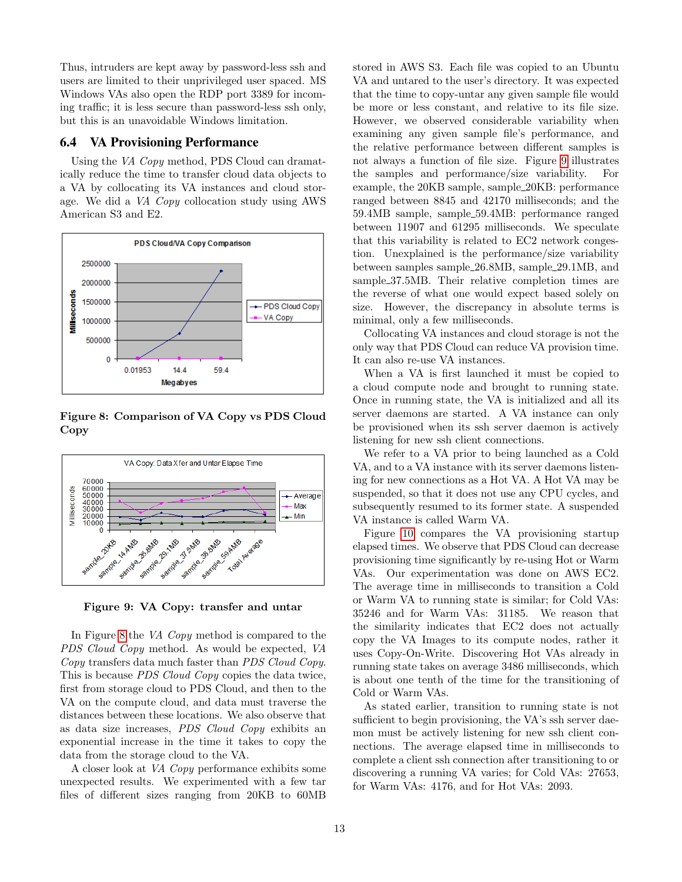Thus, intruders are kept away by password-less ssh and users are limited to their unprivileged user spaced. MS Windows VAs also open the RDP port 3389 for incoming traffic; it is less secure than password-less ssh only, but this is an unavoidable Windows limitation.

### 6.4 VA Provisioning Performance

Using the *VA Copy* method, PDS Cloud can dramatically reduce the time to transfer cloud data objects to a VA by collocating its VA instances and cloud storage. We did a *VA Copy* collocation study using AWS American S3 and E2.

**Figure 8: Comparison of VA Copy vs PDS Cloud Copy**

**Figure 9: VA Copy: transfer and untar**

In Figure 8 the *VA Copy* method is compared to the *PDS Cloud Copy* method. As would be expected, *VA Copy* transfers data much faster than *PDS Cloud Copy*. This is because *PDS Cloud Copy* copies the data twice, first from storage cloud to PDS Cloud, and then to the VA on the compute cloud, and data must traverse the distances between these locations. We also observe that as data size increases, *PDS Cloud Copy* exhibits an exponential increase in the time it takes to copy the data from the storage cloud to the VA.

A closer look at *VA Copy* performance exhibits some unexpected results. We experimented with a few tar files of different sizes ranging from 20KB to 60MB stored in AWS S3. Each file was copied to an Ubuntu VA and untared to the user's directory. It was expected that the time to copy-untar any given sample file would be more or less constant, and relative to its file size. However, we observed considerable variability when examining any given sample file's performance, and the relative performance between different samples is not always a function of file size. Figure 9 illustrates the samples and performance/size variability. For example, the 20KB sample, sample_20KB: performance ranged between 8845 and 42170 milliseconds; and the 59.4MB sample, sample_59.4MB: performance ranged between 11907 and 61295 milliseconds. We speculate that this variability is related to EC2 network congestion. Unexplained is the performance/size variability between samples sample_26.8MB, sample_29.1MB, and sample_37.5MB. Their relative completion times are the reverse of what one would expect based solely on size. However, the discrepancy in absolute terms is minimal, only a few milliseconds.

Collocating VA instances and cloud storage is not the only way that PDS Cloud can reduce VA provision time. It can also re-use VA instances.

When a VA is first launched it must be copied to a cloud compute node and brought to running state. Once in running state, the VA is initialized and all its server daemons are started. A VA instance can only be provisioned when its ssh server daemon is actively listening for new ssh client connections.

We refer to a VA prior to being launched as a Cold VA, and to a VA instance with its server daemons listening for new connections as a Hot VA. A Hot VA may be suspended, so that it does not use any CPU cycles, and subsequently resumed to its former state. A suspended VA instance is called Warm VA.

Figure 10 compares the VA provisioning startup elapsed times. We observe that PDS Cloud can decrease provisioning time significantly by re-using Hot or Warm VAs. Our experimentation was done on AWS EC2. The average time in milliseconds to transition a Cold or Warm VA to running state is similar; for Cold VAs: 35246 and for Warm VAs: 31185. We reason that the similarity indicates that EC2 does not actually copy the VA Images to its compute nodes, rather it uses Copy-On-Write. Discovering Hot VAs already in running state takes on average 3486 milliseconds, which is about one tenth of the time for the transitioning of Cold or Warm VAs.

As stated earlier, transition to running state is not sufficient to begin provisioning, the VA's ssh server daemon must be actively listening for new ssh client connections. The average elapsed time in milliseconds to complete a client ssh connection after transitioning to or discovering a running VA varies; for Cold VAs: 27653, for Warm VAs: 4176, and for Hot VAs: 2093.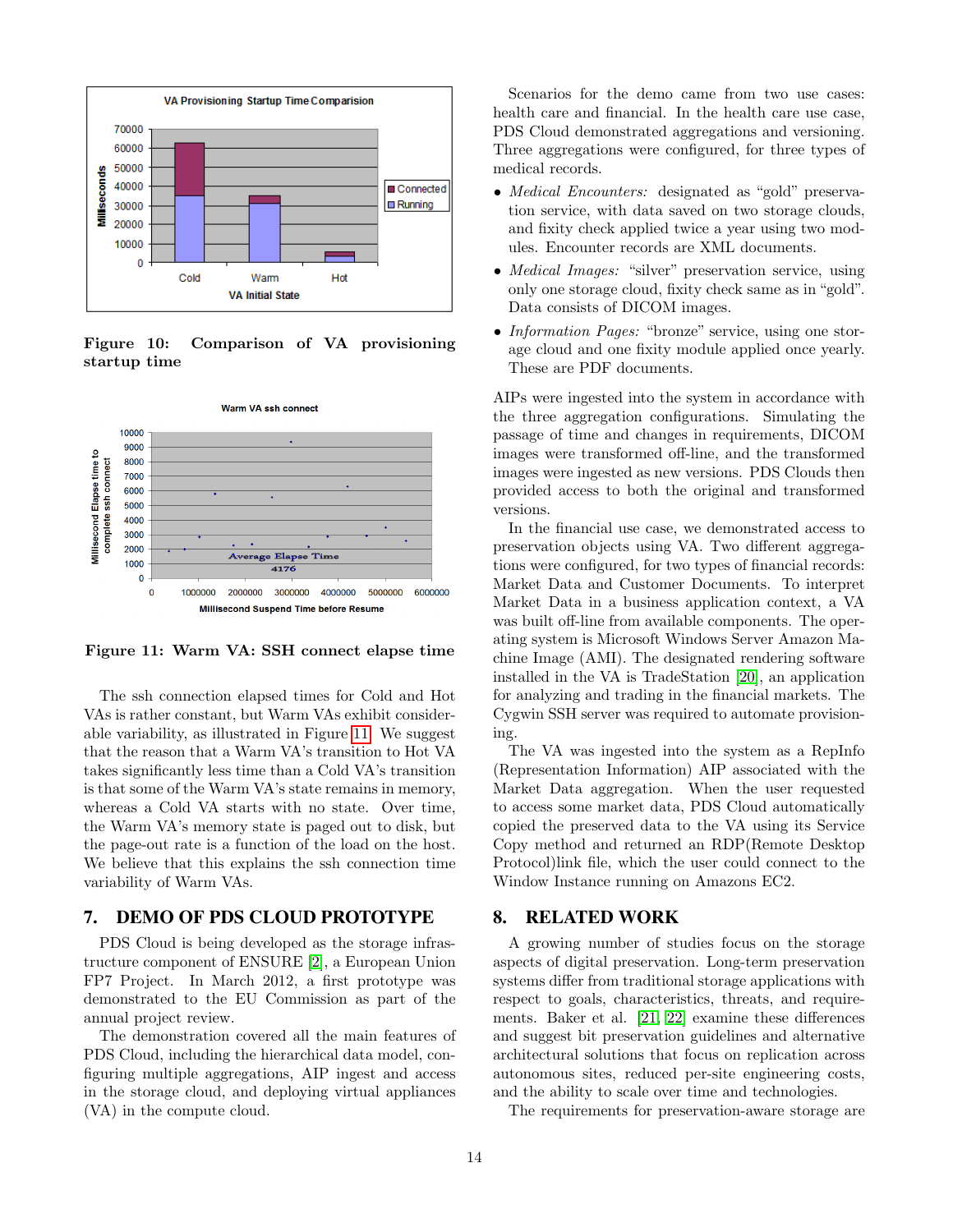Figure 10: Comparison of VA provisioning startup time

Figure 11: Warm VA: SSH connect elapse time

The ssh connection elapsed times for Cold and Hot VAs is rather constant, but Warm VAs exhibit considerable variability, as illustrated in Figure 11. We suggest that the reason that a Warm VA's transition to Hot VA takes significantly less time than a Cold VA's transition is that some of the Warm VA's state remains in memory, whereas a Cold VA starts with no state. Over time, the Warm VA's memory state is paged out to disk, but the page-out rate is a function of the load on the host. We believe that this explains the ssh connection time variability of Warm VAs.

## 7. DEMO OF PDS CLOUD PROTOTYPE

PDS Cloud is being developed as the storage infrastructure component of ENSURE [2], a European Union FP7 Project. In March 2012, a first prototype was demonstrated to the EU Commission as part of the annual project review.

The demonstration covered all the main features of PDS Cloud, including the hierarchical data model, configuring multiple aggregations, AIP ingest and access in the storage cloud, and deploying virtual appliances (VA) in the compute cloud.

Scenarios for the demo came from two use cases: health care and financial. In the health care use case, PDS Cloud demonstrated aggregations and versioning. Three aggregations were configured, for three types of medical records.

- *Medical Encounters:* designated as "gold" preservation service, with data saved on two storage clouds, and fixity check applied twice a year using two modules. Encounter records are XML documents.
- *Medical Images:* "silver" preservation service, using only one storage cloud, fixity check same as in "gold". Data consists of DICOM images.
- *Information Pages:* "bronze" service, using one storage cloud and one fixity module applied once yearly. These are PDF documents.

AIPs were ingested into the system in accordance with the three aggregation configurations. Simulating the passage of time and changes in requirements, DICOM images were transformed off-line, and the transformed images were ingested as new versions. PDS Clouds then provided access to both the original and transformed versions.

In the financial use case, we demonstrated access to preservation objects using VA. Two different aggregations were configured, for two types of financial records: Market Data and Customer Documents. To interpret Market Data in a business application context, a VA was built off-line from available components. The operating system is Microsoft Windows Server Amazon Machine Image (AMI). The designated rendering software installed in the VA is TradeStation [20], an application for analyzing and trading in the financial markets. The Cygwin SSH server was required to automate provisioning.

The VA was ingested into the system as a RepInfo (Representation Information) AIP associated with the Market Data aggregation. When the user requested to access some market data, PDS Cloud automatically copied the preserved data to the VA using its Service Copy method and returned an RDP(Remote Desktop Protocol)link file, which the user could connect to the Window Instance running on Amazons EC2.

## 8. RELATED WORK

A growing number of studies focus on the storage aspects of digital preservation. Long-term preservation systems differ from traditional storage applications with respect to goals, characteristics, threats, and requirements. Baker et al. [21, 22] examine these differences and suggest bit preservation guidelines and alternative architectural solutions that focus on replication across autonomous sites, reduced per-site engineering costs, and the ability to scale over time and technologies.

The requirements for preservation-aware storage are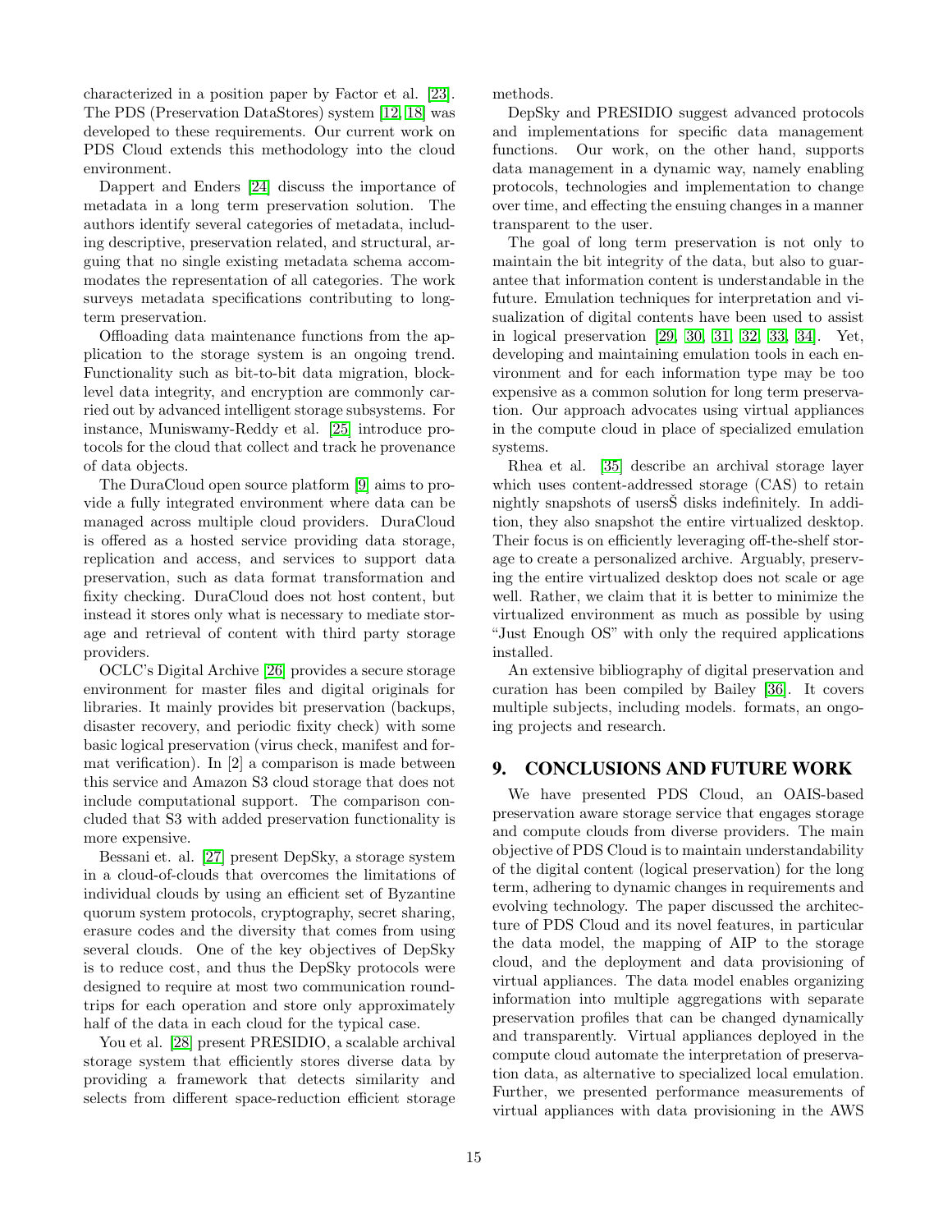characterized in a position paper by Factor et al. [23]. The PDS (Preservation DataStores) system [12, 18] was developed to these requirements. Our current work on PDS Cloud extends this methodology into the cloud environment.

Dappert and Enders [24] discuss the importance of metadata in a long term preservation solution. The authors identify several categories of metadata, including descriptive, preservation related, and structural, arguing that no single existing metadata schema accommodates the representation of all categories. The work surveys metadata specifications contributing to long-term preservation.

Offloading data maintenance functions from the application to the storage system is an ongoing trend. Functionality such as bit-to-bit data migration, block-level data integrity, and encryption are commonly carried out by advanced intelligent storage subsystems. For instance, Muniswamy-Reddy et al. [25] introduce protocols for the cloud that collect and track he provenance of data objects.

The DuraCloud open source platform [9] aims to provide a fully integrated environment where data can be managed across multiple cloud providers. DuraCloud is offered as a hosted service providing data storage, replication and access, and services to support data preservation, such as data format transformation and fixity checking. DuraCloud does not host content, but instead it stores only what is necessary to mediate storage and retrieval of content with third party storage providers.

OCLC's Digital Archive [26] provides a secure storage environment for master files and digital originals for libraries. It mainly provides bit preservation (backups, disaster recovery, and periodic fixity check) with some basic logical preservation (virus check, manifest and format verification). In [2] a comparison is made between this service and Amazon S3 cloud storage that does not include computational support. The comparison concluded that S3 with added preservation functionality is more expensive.

Bessani et. al. [27] present DepSky, a storage system in a cloud-of-clouds that overcomes the limitations of individual clouds by using an efficient set of Byzantine quorum system protocols, cryptography, secret sharing, erasure codes and the diversity that comes from using several clouds. One of the key objectives of DepSky is to reduce cost, and thus the DepSky protocols were designed to require at most two communication round-trips for each operation and store only approximately half of the data in each cloud for the typical case.

You et al. [28] present PRESIDIO, a scalable archival storage system that efficiently stores diverse data by providing a framework that detects similarity and selects from different space-reduction efficient storage methods.

DepSky and PRESIDIO suggest advanced protocols and implementations for specific data management functions. Our work, on the other hand, supports data management in a dynamic way, namely enabling protocols, technologies and implementation to change over time, and effecting the ensuing changes in a manner transparent to the user.

The goal of long term preservation is not only to maintain the bit integrity of the data, but also to guarantee that information content is understandable in the future. Emulation techniques for interpretation and visualization of digital contents have been used to assist in logical preservation [29, 30, 31, 32, 33, 34]. Yet, developing and maintaining emulation tools in each environment and for each information type may be too expensive as a common solution for long term preservation. Our approach advocates using virtual appliances in the compute cloud in place of specialized emulation systems.

Rhea et al. [35] describe an archival storage layer which uses content-addressed storage (CAS) to retain nightly snapshots of usersŠ disks indefinitely. In addition, they also snapshot the entire virtualized desktop. Their focus is on efficiently leveraging off-the-shelf storage to create a personalized archive. Arguably, preserving the entire virtualized desktop does not scale or age well. Rather, we claim that it is better to minimize the virtualized environment as much as possible by using "Just Enough OS" with only the required applications installed.

An extensive bibliography of digital preservation and curation has been compiled by Bailey [36]. It covers multiple subjects, including models. formats, an ongoing projects and research.

## 9. CONCLUSIONS AND FUTURE WORK

We have presented PDS Cloud, an OAIS-based preservation aware storage service that engages storage and compute clouds from diverse providers. The main objective of PDS Cloud is to maintain understandability of the digital content (logical preservation) for the long term, adhering to dynamic changes in requirements and evolving technology. The paper discussed the architecture of PDS Cloud and its novel features, in particular the data model, the mapping of AIP to the storage cloud, and the deployment and data provisioning of virtual appliances. The data model enables organizing information into multiple aggregations with separate preservation profiles that can be changed dynamically and transparently. Virtual appliances deployed in the compute cloud automate the interpretation of preservation data, as alternative to specialized local emulation. Further, we presented performance measurements of virtual appliances with data provisioning in the AWS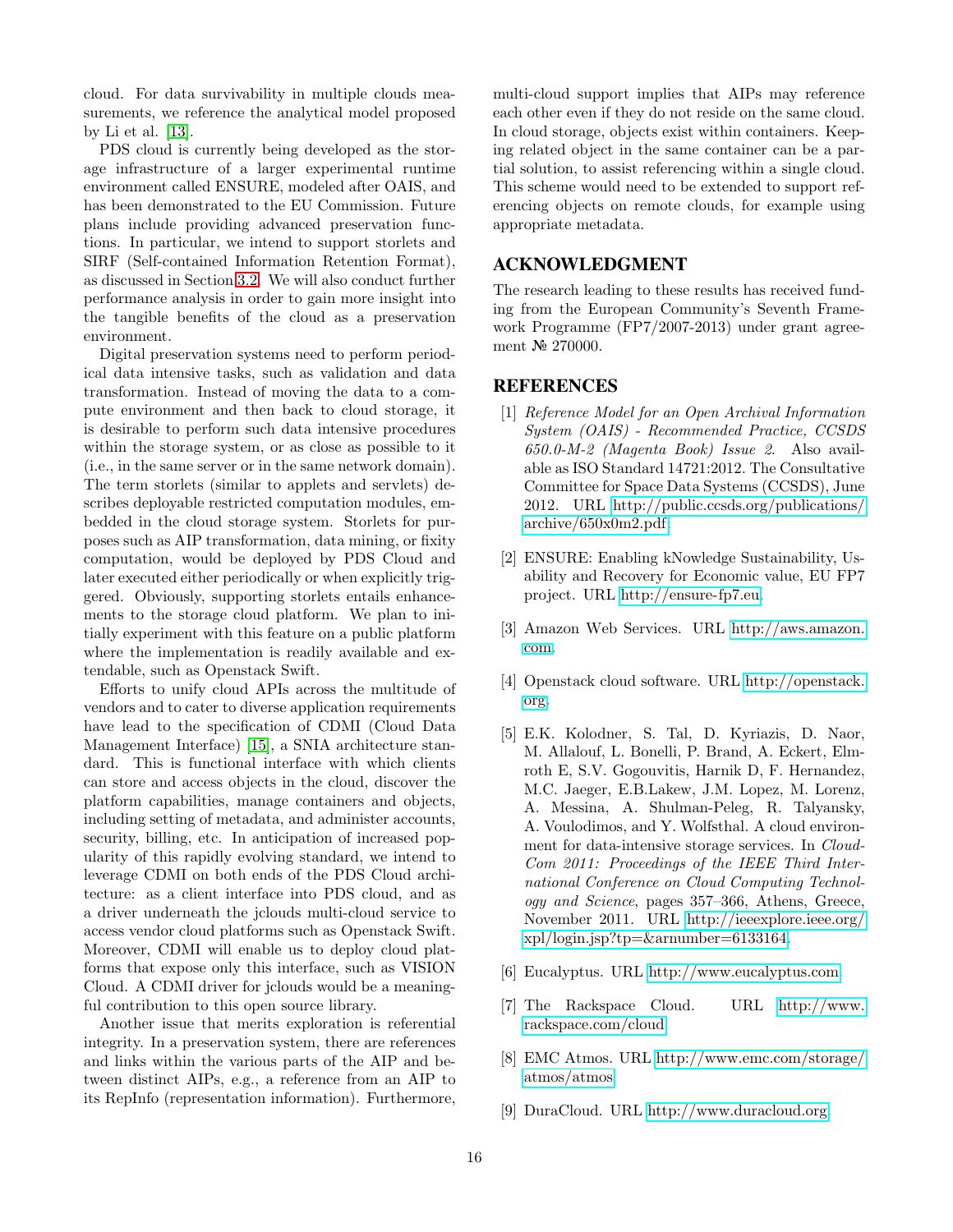cloud. For data survivability in multiple clouds measurements, we reference the analytical model proposed by Li et al. [13].

PDS cloud is currently being developed as the storage infrastructure of a larger experimental runtime environment called ENSURE, modeled after OAIS, and has been demonstrated to the EU Commission. Future plans include providing advanced preservation functions. In particular, we intend to support storlets and SIRF (Self-contained Information Retention Format), as discussed in Section 3.2. We will also conduct further performance analysis in order to gain more insight into the tangible benefits of the cloud as a preservation environment.

Digital preservation systems need to perform periodical data intensive tasks, such as validation and data transformation. Instead of moving the data to a compute environment and then back to cloud storage, it is desirable to perform such data intensive procedures within the storage system, or as close as possible to it (i.e., in the same server or in the same network domain). The term storlets (similar to applets and servlets) describes deployable restricted computation modules, embedded in the cloud storage system. Storlets for purposes such as AIP transformation, data mining, or fixity computation, would be deployed by PDS Cloud and later executed either periodically or when explicitly triggered. Obviously, supporting storlets entails enhancements to the storage cloud platform. We plan to initially experiment with this feature on a public platform where the implementation is readily available and extendable, such as Openstack Swift.

Efforts to unify cloud APIs across the multitude of vendors and to cater to diverse application requirements have lead to the specification of CDMI (Cloud Data Management Interface) [15], a SNIA architecture standard. This is functional interface with which clients can store and access objects in the cloud, discover the platform capabilities, manage containers and objects, including setting of metadata, and administer accounts, security, billing, etc. In anticipation of increased popularity of this rapidly evolving standard, we intend to leverage CDMI on both ends of the PDS Cloud architecture: as a client interface into PDS cloud, and as a driver underneath the jclouds multi-cloud service to access vendor cloud platforms such as Openstack Swift. Moreover, CDMI will enable us to deploy cloud platforms that expose only this interface, such as VISION Cloud. A CDMI driver for jclouds would be a meaningful contribution to this open source library.

Another issue that merits exploration is referential integrity. In a preservation system, there are references and links within the various parts of the AIP and between distinct AIPs, e.g., a reference from an AIP to its RepInfo (representation information). Furthermore, multi-cloud support implies that AIPs may reference each other even if they do not reside on the same cloud. In cloud storage, objects exist within containers. Keeping related object in the same container can be a partial solution, to assist referencing within a single cloud. This scheme would need to be extended to support referencing objects on remote clouds, for example using appropriate metadata.

## ACKNOWLEDGMENT

The research leading to these results has received funding from the European Community's Seventh Framework Programme (FP7/2007-2013) under grant agreement № 270000.

## REFERENCES

[1] *Reference Model for an Open Archival Information System (OAIS) - Recommended Practice, CCSDS 650.0-M-2 (Magenta Book) Issue 2.* Also available as ISO Standard 14721:2012. The Consultative Committee for Space Data Systems (CCSDS), June 2012. URL http://public.ccsds.org/publications/archive/650x0m2.pdf.

[2] ENSURE: Enabling kNowledge Sustainability, Usability and Recovery for Economic value, EU FP7 project. URL http://ensure-fp7.eu.

[3] Amazon Web Services. URL http://aws.amazon.com.

[4] Openstack cloud software. URL http://openstack.org.

[5] E.K. Kolodner, S. Tal, D. Kyriazis, D. Naor, M. Allalouf, L. Bonelli, P. Brand, A. Eckert, Elmroth E, S.V. Gogouvitis, Harnik D, F. Hernandez, M.C. Jaeger, E.B.Lakew, J.M. Lopez, M. Lorenz, A. Messina, A. Shulman-Peleg, R. Talyansky, A. Voulodimos, and Y. Wolfsthal. A cloud environment for data-intensive storage services. In *CloudCom 2011: Proceedings of the IEEE Third International Conference on Cloud Computing Technology and Science*, pages 357–366, Athens, Greece, November 2011. URL http://ieeexplore.ieee.org/xpl/login.jsp?tp=&arnumber=6133164.

[6] Eucalyptus. URL http://www.eucalyptus.com.

[7] The Rackspace Cloud. URL http://www.rackspace.com/cloud.

[8] EMC Atmos. URL http://www.emc.com/storage/atmos/atmos.

[9] DuraCloud. URL http://www.duracloud.org.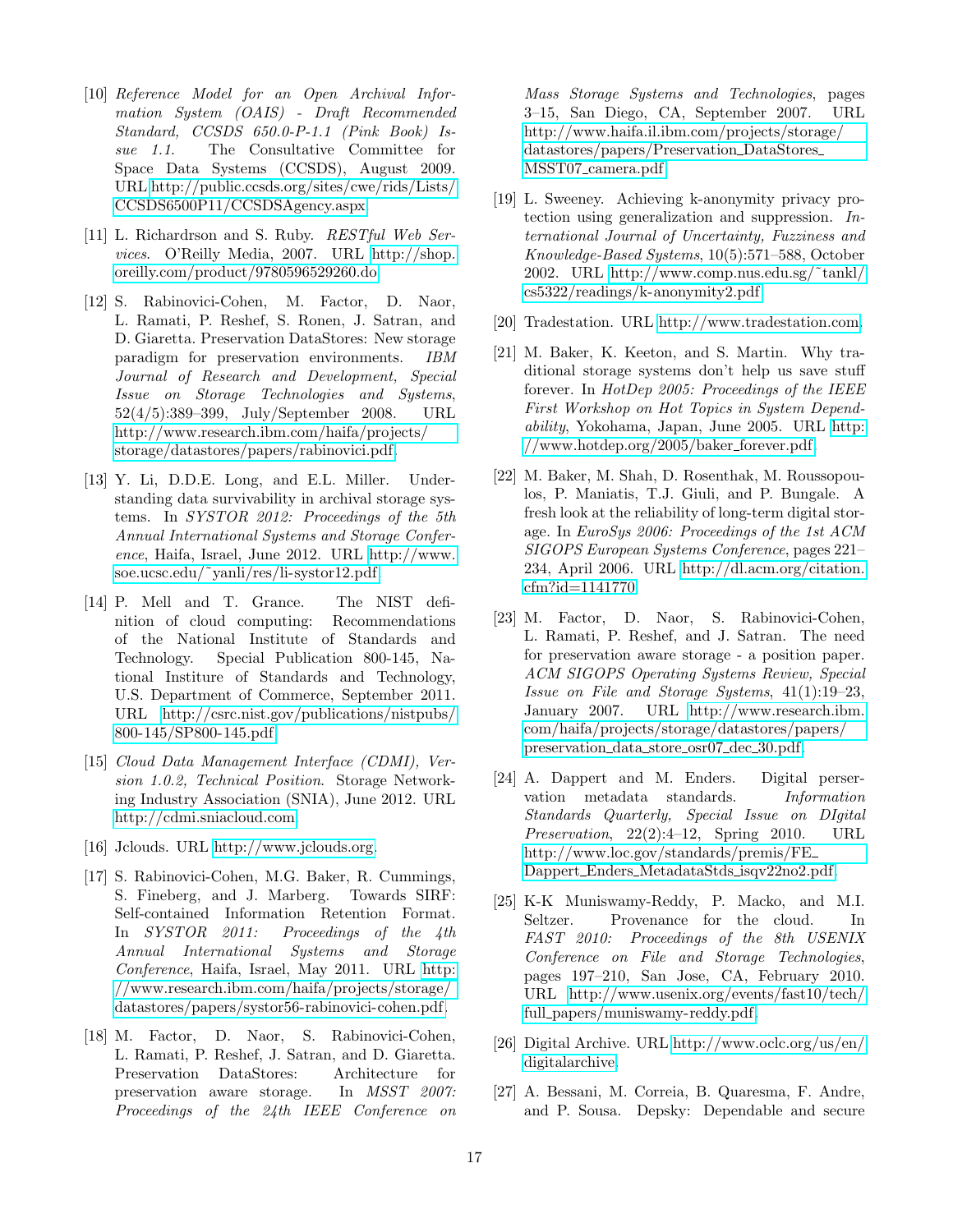[10] *Reference Model for an Open Archival Information System (OAIS) - Draft Recommended Standard, CCSDS 650.0-P-1.1 (Pink Book) Issue 1.1*. The Consultative Committee for Space Data Systems (CCSDS), August 2009. URL http://public.ccsds.org/sites/cwe/rids/Lists/CCSDS6500P11/CCSDSAgency.aspx.

[11] L. Richardrson and S. Ruby. *RESTful Web Services*. O'Reilly Media, 2007. URL http://shop.oreilly.com/product/9780596529260.do.

[12] S. Rabinovici-Cohen, M. Factor, D. Naor, L. Ramati, P. Reshef, S. Ronen, J. Satran, and D. Giaretta. Preservation DataStores: New storage paradigm for preservation environments. *IBM Journal of Research and Development, Special Issue on Storage Technologies and Systems*, 52(4/5):389–399, July/September 2008. URL http://www.research.ibm.com/haifa/projects/storage/datastores/papers/rabinovici.pdf.

[13] Y. Li, D.D.E. Long, and E.L. Miller. Understanding data survivability in archival storage systems. In *SYSTOR 2012: Proceedings of the 5th Annual International Systems and Storage Conference*, Haifa, Israel, June 2012. URL http://www.soe.ucsc.edu/~yanli/res/li-systor12.pdf.

[14] P. Mell and T. Grance. The NIST definition of cloud computing: Recommendations of the National Institute of Standards and Technology. Special Publication 800-145, National Institute of Standards and Technology, U.S. Department of Commerce, September 2011. URL http://csrc.nist.gov/publications/nistpubs/800-145/SP800-145.pdf.

[15] *Cloud Data Management Interface (CDMI), Version 1.0.2, Technical Position*. Storage Networking Industry Association (SNIA), June 2012. URL http://cdmi.sniacloud.com.

[16] Jclouds. URL http://www.jclouds.org.

[17] S. Rabinovici-Cohen, M.G. Baker, R. Cummings, S. Fineberg, and J. Marberg. Towards SIRF: Self-contained Information Retention Format. In *SYSTOR 2011: Proceedings of the 4th Annual International Systems and Storage Conference*, Haifa, Israel, May 2011. URL http://www.research.ibm.com/haifa/projects/storage/datastores/papers/systor56-rabinovici-cohen.pdf.

[18] M. Factor, D. Naor, S. Rabinovici-Cohen, L. Ramati, P. Reshef, J. Satran, and D. Giaretta. Preservation DataStores: Architecture for preservation aware storage. In *MSST 2007: Proceedings of the 24th IEEE Conference on Mass Storage Systems and Technologies*, pages 3–15, San Diego, CA, September 2007. URL http://www.haifa.il.ibm.com/projects/storage/datastores/papers/Preservation_DataStores_MSST07_camera.pdf.

[19] L. Sweeney. Achieving k-anonymity privacy protection using generalization and suppression. *International Journal of Uncertainty, Fuzziness and Knowledge-Based Systems*, 10(5):571–588, October 2002. URL http://www.comp.nus.edu.sg/~tankl/cs5322/readings/k-anonymity2.pdf.

[20] Tradestation. URL http://www.tradestation.com.

[21] M. Baker, K. Keeton, and S. Martin. Why traditional storage systems don't help us save stuff forever. In *HotDep 2005: Proceedings of the IEEE First Workshop on Hot Topics in System Dependability*, Yokohama, Japan, June 2005. URL http://www.hotdep.org/2005/baker_forever.pdf.

[22] M. Baker, M. Shah, D. Rosenthak, M. Roussopoulos, P. Maniatis, T.J. Giuli, and P. Bungale. A fresh look at the reliability of long-term digital storage. In *EuroSys 2006: Proceedings of the 1st ACM SIGOPS European Systems Conference*, pages 221–234, April 2006. URL http://dl.acm.org/citation.cfm?id=1141770.

[23] M. Factor, D. Naor, S. Rabinovici-Cohen, L. Ramati, P. Reshef, and J. Satran. The need for preservation aware storage - a position paper. *ACM SIGOPS Operating Systems Review, Special Issue on File and Storage Systems*, 41(1):19–23, January 2007. URL http://www.research.ibm.com/haifa/projects/storage/datastores/papers/preservation_data_store_osr07_dec_30.pdf.

[24] A. Dappert and M. Enders. Digital perservation metadata standards. *Information Standards Quarterly, Special Issue on DIgital Preservation*, 22(2):4–12, Spring 2010. URL http://www.loc.gov/standards/premis/FE_Dappert_Enders_MetadataStds_isqv22no2.pdf.

[25] K-K Muniswamy-Reddy, P. Macko, and M.I. Seltzer. Provenance for the cloud. In *FAST 2010: Proceedings of the 8th USENIX Conference on File and Storage Technologies*, pages 197–210, San Jose, CA, February 2010. URL http://www.usenix.org/events/fast10/tech/full_papers/muniswamy-reddy.pdf.

[26] Digital Archive. URL http://www.oclc.org/us/en/digitalarchive.

[27] A. Bessani, M. Correia, B. Quaresma, F. Andre, and P. Sousa. Depsky: Dependable and secure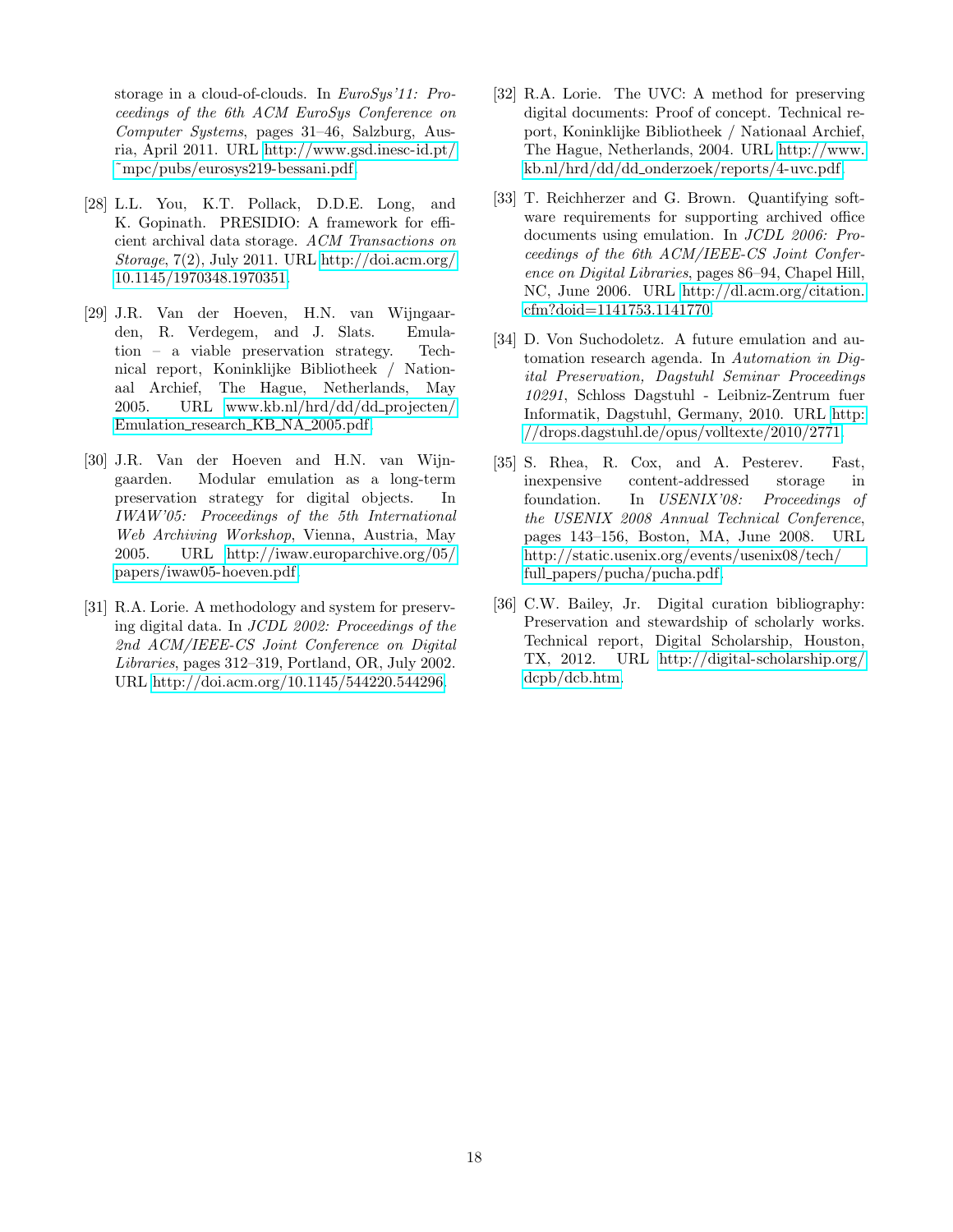storage in a cloud-of-clouds. In *EuroSys'11: Proceedings of the 6th ACM EuroSys Conference on Computer Systems*, pages 31–46, Salzburg, Ausria, April 2011. URL http://www.gsd.inesc-id.pt/~mpc/pubs/eurosys219-bessani.pdf.

[28] L.L. You, K.T. Pollack, D.D.E. Long, and K. Gopinath. PRESIDIO: A framework for efficient archival data storage. *ACM Transactions on Storage*, 7(2), July 2011. URL http://doi.acm.org/10.1145/1970348.1970351.

[29] J.R. Van der Hoeven, H.N. van Wijngaarden, R. Verdegem, and J. Slats. Emulation – a viable preservation strategy. Technical report, Koninklijke Bibliotheek / Nationaal Archief, The Hague, Netherlands, May 2005. URL www.kb.nl/hrd/dd/dd_projecten/Emulation_research_KB_NA_2005.pdf.

[30] J.R. Van der Hoeven and H.N. van Wijngaarden. Modular emulation as a long-term preservation strategy for digital objects. In *IWAW'05: Proceedings of the 5th International Web Archiving Workshop*, Vienna, Austria, May 2005. URL http://iwaw.europarchive.org/05/papers/iwaw05-hoeven.pdf.

[31] R.A. Lorie. A methodology and system for preserving digital data. In *JCDL 2002: Proceedings of the 2nd ACM/IEEE-CS Joint Conference on Digital Libraries*, pages 312–319, Portland, OR, July 2002. URL http://doi.acm.org/10.1145/544220.544296.

[32] R.A. Lorie. The UVC: A method for preserving digital documents: Proof of concept. Technical report, Koninklijke Bibliotheek / Nationaal Archief, The Hague, Netherlands, 2004. URL http://www.kb.nl/hrd/dd/dd_onderzoek/reports/4-uvc.pdf.

[33] T. Reichherzer and G. Brown. Quantifying software requirements for supporting archived office documents using emulation. In *JCDL 2006: Proceedings of the 6th ACM/IEEE-CS Joint Conference on Digital Libraries*, pages 86–94, Chapel Hill, NC, June 2006. URL http://dl.acm.org/citation.cfm?doid=1141753.1141770.

[34] D. Von Suchodoletz. A future emulation and automation research agenda. In *Automation in Digital Preservation, Dagstuhl Seminar Proceedings 10291*, Schloss Dagstuhl - Leibniz-Zentrum fuer Informatik, Dagstuhl, Germany, 2010. URL http://drops.dagstuhl.de/opus/volltexte/2010/2771.

[35] S. Rhea, R. Cox, and A. Pesterev. Fast, inexpensive content-addressed storage in foundation. In *USENIX'08: Proceedings of the USENIX 2008 Annual Technical Conference*, pages 143–156, Boston, MA, June 2008. URL http://static.usenix.org/events/usenix08/tech/full_papers/pucha/pucha.pdf.

[36] C.W. Bailey, Jr. Digital curation bibliography: Preservation and stewardship of scholarly works. Technical report, Digital Scholarship, Houston, TX, 2012. URL http://digital-scholarship.org/dcpb/dcb.htm.